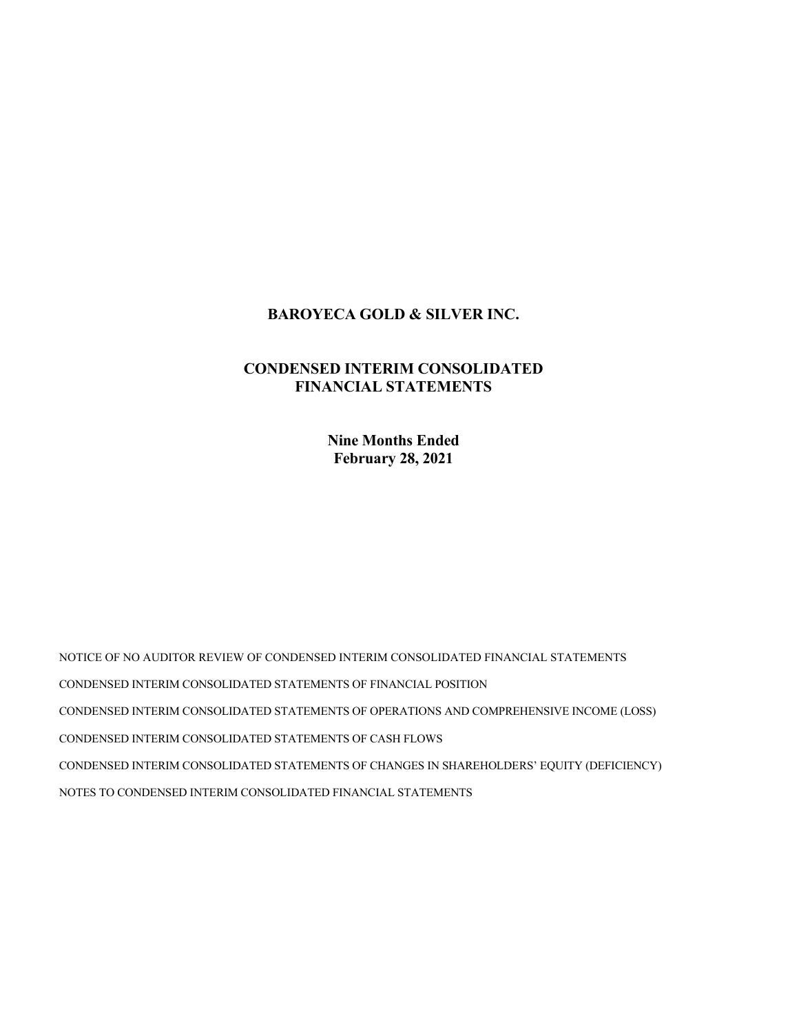# BAROYECA GOLD & SILVER INC.

## CONDENSED INTERIM CONSOLIDATED FINANCIAL STATEMENTS

**Nine Months Ended**
**February 28, 2021**

NOTICE OF NO AUDITOR REVIEW OF CONDENSED INTERIM CONSOLIDATED FINANCIAL STATEMENTS

CONDENSED INTERIM CONSOLIDATED STATEMENTS OF FINANCIAL POSITION

CONDENSED INTERIM CONSOLIDATED STATEMENTS OF OPERATIONS AND COMPREHENSIVE INCOME (LOSS)

CONDENSED INTERIM CONSOLIDATED STATEMENTS OF CASH FLOWS

CONDENSED INTERIM CONSOLIDATED STATEMENTS OF CHANGES IN SHAREHOLDERS' EQUITY (DEFICIENCY)

NOTES TO CONDENSED INTERIM CONSOLIDATED FINANCIAL STATEMENTS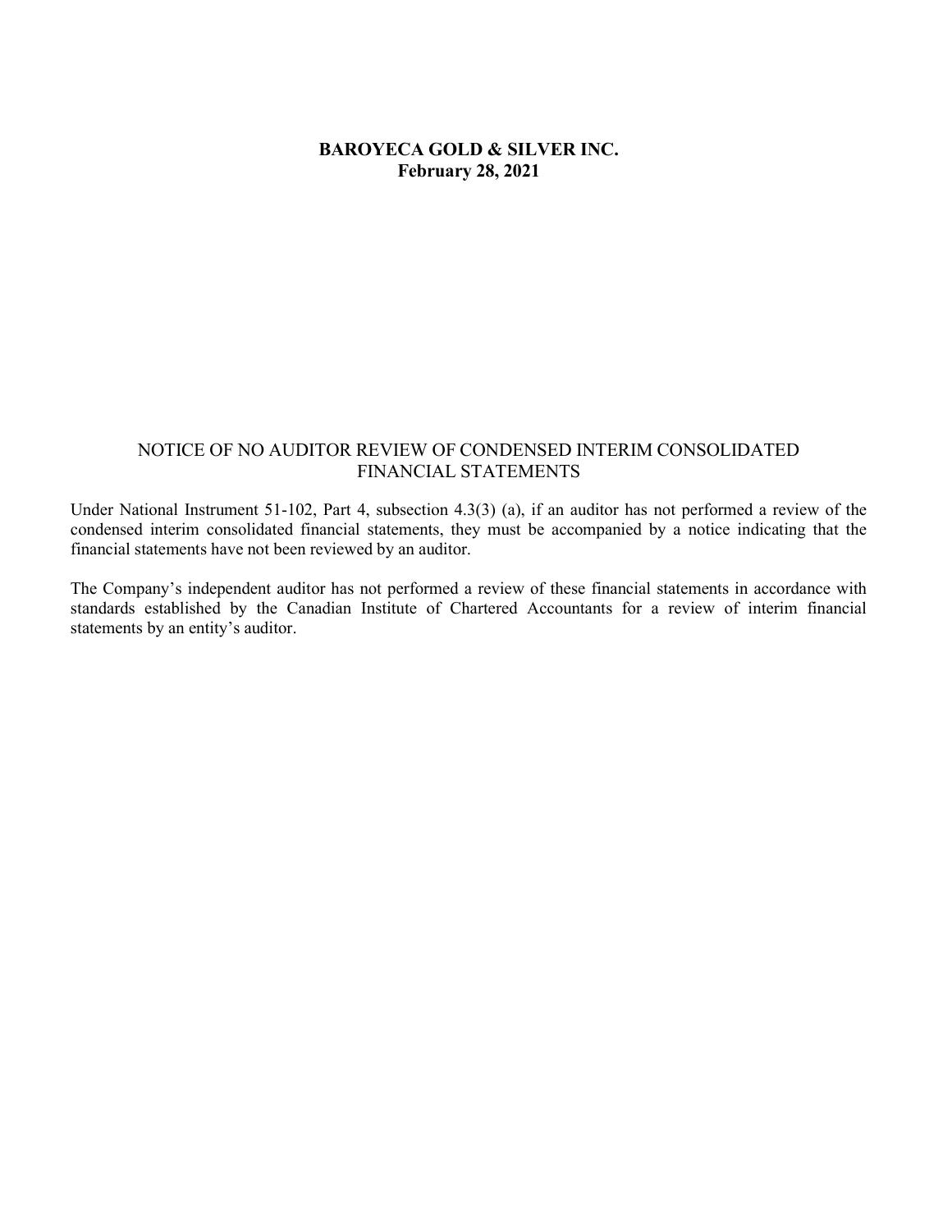**BAROYECA GOLD & SILVER INC.**
**February 28, 2021**

## NOTICE OF NO AUDITOR REVIEW OF CONDENSED INTERIM CONSOLIDATED FINANCIAL STATEMENTS

Under National Instrument 51-102, Part 4, subsection 4.3(3) (a), if an auditor has not performed a review of the condensed interim consolidated financial statements, they must be accompanied by a notice indicating that the financial statements have not been reviewed by an auditor.

The Company's independent auditor has not performed a review of these financial statements in accordance with standards established by the Canadian Institute of Chartered Accountants for a review of interim financial statements by an entity's auditor.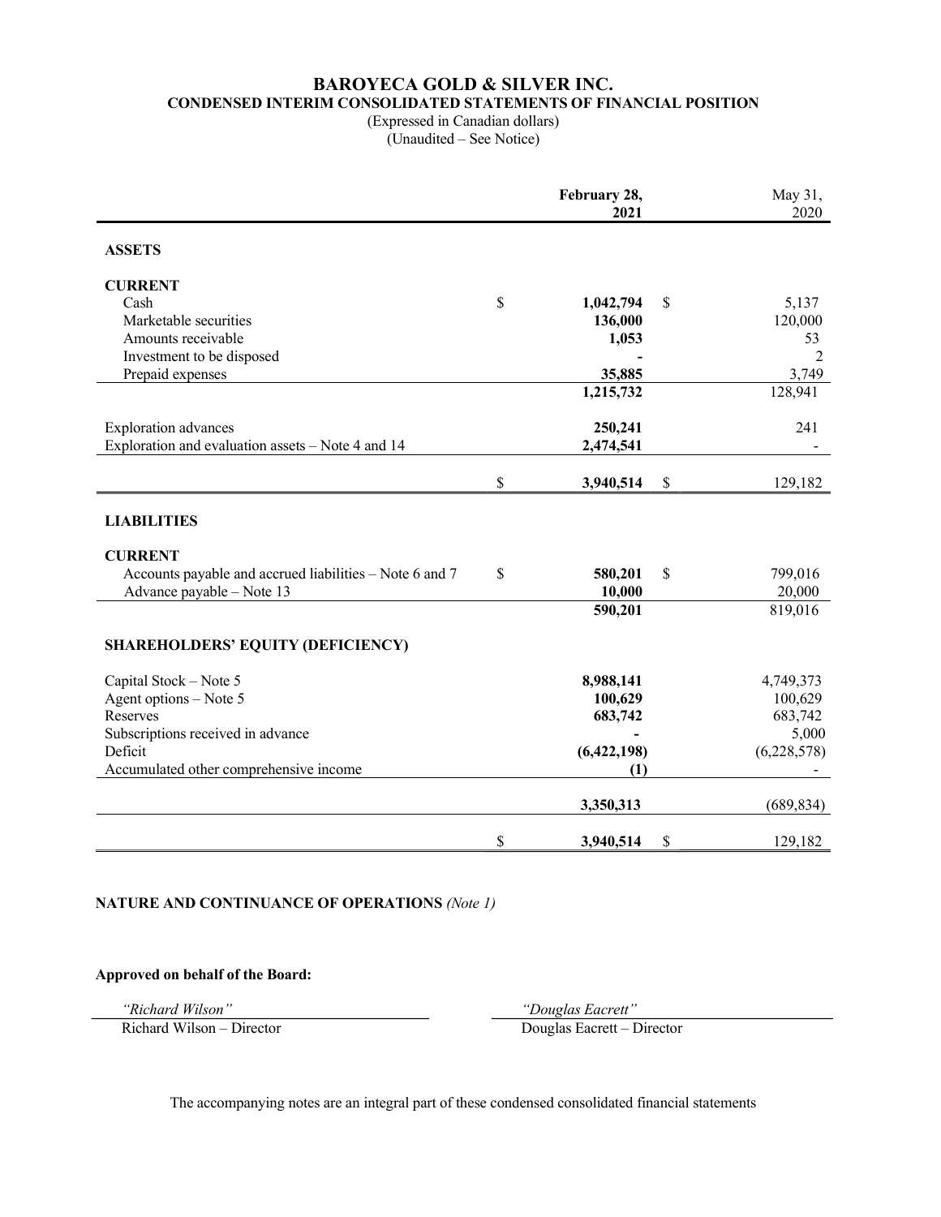# BAROYECA GOLD & SILVER INC.

## CONDENSED INTERIM CONSOLIDATED STATEMENTS OF FINANCIAL POSITION

(Expressed in Canadian dollars)
(Unaudited – See Notice)

| | | February 28, 2021 | | May 31, 2020 |
|---|---|---|---|---|
| **ASSETS** | | | | |
| **CURRENT** | | | | |
| Cash | $ | **1,042,794** | $ | 5,137 |
| Marketable securities | | **136,000** | | 120,000 |
| Amounts receivable | | **1,053** | | 53 |
| Investment to be disposed | | **-** | | 2 |
| Prepaid expenses | | **35,885** | | 3,749 |
| | | **1,215,732** | | 128,941 |
| Exploration advances | | **250,241** | | 241 |
| Exploration and evaluation assets – Note 4 and 14 | | **2,474,541** | | - |
| | $ | **3,940,514** | $ | 129,182 |
| **LIABILITIES** | | | | |
| **CURRENT** | | | | |
| Accounts payable and accrued liabilities – Note 6 and 7 | $ | **580,201** | $ | 799,016 |
| Advance payable – Note 13 | | **10,000** | | 20,000 |
| | | **590,201** | | 819,016 |
| **SHAREHOLDERS' EQUITY (DEFICIENCY)** | | | | |
| Capital Stock – Note 5 | | **8,988,141** | | 4,749,373 |
| Agent options – Note 5 | | **100,629** | | 100,629 |
| Reserves | | **683,742** | | 683,742 |
| Subscriptions received in advance | | **-** | | 5,000 |
| Deficit | | **(6,422,198)** | | (6,228,578) |
| Accumulated other comprehensive income | | **(1)** | | - |
| | | **3,350,313** | | (689,834) |
| | $ | **3,940,514** | $ | 129,182 |

**NATURE AND CONTINUANCE OF OPERATIONS** *(Note 1)*

**Approved on behalf of the Board:**

*"Richard Wilson"*
Richard Wilson – Director

*"Douglas Eacrett"*
Douglas Eacrett – Director

The accompanying notes are an integral part of these condensed consolidated financial statements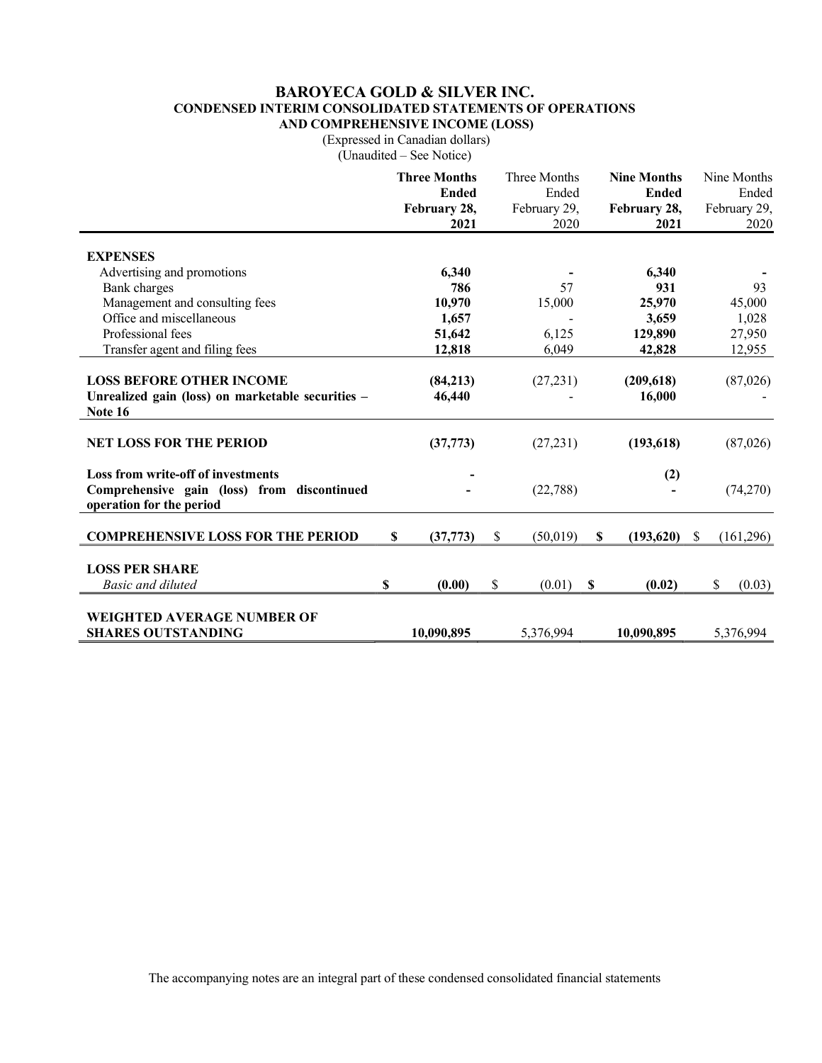# BAROYECA GOLD & SILVER INC.

## CONDENSED INTERIM CONSOLIDATED STATEMENTS OF OPERATIONS AND COMPREHENSIVE INCOME (LOSS)

(Expressed in Canadian dollars)

(Unaudited – See Notice)

| | **Three Months Ended February 28, 2021** | Three Months Ended February 29, 2020 | **Nine Months Ended February 28, 2021** | Nine Months Ended February 29, 2020 |
|---|---|---|---|---|
| **EXPENSES** | | | | |
| Advertising and promotions | **6,340** | - | **6,340** | - |
| Bank charges | **786** | 57 | **931** | 93 |
| Management and consulting fees | **10,970** | 15,000 | **25,970** | 45,000 |
| Office and miscellaneous | **1,657** | - | **3,659** | 1,028 |
| Professional fees | **51,642** | 6,125 | **129,890** | 27,950 |
| Transfer agent and filing fees | **12,818** | 6,049 | **42,828** | 12,955 |
| **LOSS BEFORE OTHER INCOME** | **(84,213)** | (27,231) | **(209,618)** | (87,026) |
| **Unrealized gain (loss) on marketable securities – Note 16** | **46,440** | - | **16,000** | - |
| **NET LOSS FOR THE PERIOD** | **(37,773)** | (27,231) | **(193,618)** | (87,026) |
| **Loss from write-off of investments** | **-** | | **(2)** | |
| **Comprehensive gain (loss) from discontinued operation for the period** | **-** | (22,788) | **-** | (74,270) |
| **COMPREHENSIVE LOSS FOR THE PERIOD** | **$ (37,773)** | $ (50,019) | **$ (193,620)** | $ (161,296) |
| **LOSS PER SHARE** | | | | |
| *Basic and diluted* | **$ (0.00)** | $ (0.01) | **$ (0.02)** | $ (0.03) |
| **WEIGHTED AVERAGE NUMBER OF SHARES OUTSTANDING** | **10,090,895** | 5,376,994 | **10,090,895** | 5,376,994 |

The accompanying notes are an integral part of these condensed consolidated financial statements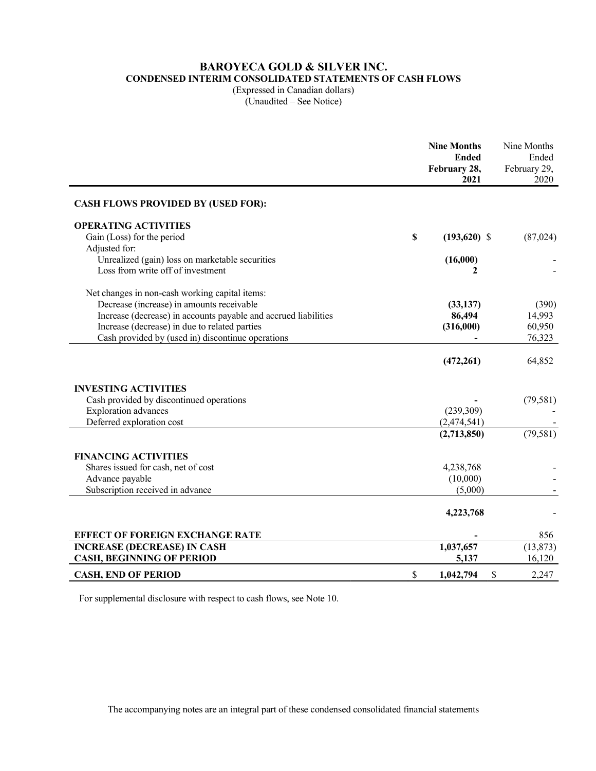# BAROYECA GOLD & SILVER INC.

## CONDENSED INTERIM CONSOLIDATED STATEMENTS OF CASH FLOWS

(Expressed in Canadian dollars)
(Unaudited – See Notice)

| | **Nine Months Ended February 28, 2021** | Nine Months Ended February 29, 2020 |
|---|---|---|
| **CASH FLOWS PROVIDED BY (USED FOR):** | | |
| **OPERATING ACTIVITIES** | | |
| Gain (Loss) for the period | **$ (193,620)** | $ (87,024) |
| Adjusted for: | | |
| Unrealized (gain) loss on marketable securities | **(16,000)** | - |
| Loss from write off of investment | **2** | - |
| Net changes in non-cash working capital items: | | |
| Decrease (increase) in amounts receivable | **(33,137)** | (390) |
| Increase (decrease) in accounts payable and accrued liabilities | **86,494** | 14,993 |
| Increase (decrease) in due to related parties | **(316,000)** | 60,950 |
| Cash provided by (used in) discontinue operations | **-** | 76,323 |
| | **(472,261)** | 64,852 |
| **INVESTING ACTIVITIES** | | |
| Cash provided by discontinued operations | **-** | (79,581) |
| Exploration advances | (239,309) | - |
| Deferred exploration cost | (2,474,541) | - |
| | **(2,713,850)** | (79,581) |
| **FINANCING ACTIVITIES** | | |
| Shares issued for cash, net of cost | 4,238,768 | - |
| Advance payable | (10,000) | - |
| Subscription received in advance | (5,000) | - |
| | **4,223,768** | - |
| **EFFECT OF FOREIGN EXCHANGE RATE** | **-** | 856 |
| **INCREASE (DECREASE) IN CASH** | **1,037,657** | (13,873) |
| **CASH, BEGINNING OF PERIOD** | **5,137** | 16,120 |
| **CASH, END OF PERIOD** | $ **1,042,794** | $ 2,247 |

For supplemental disclosure with respect to cash flows, see Note 10.

The accompanying notes are an integral part of these condensed consolidated financial statements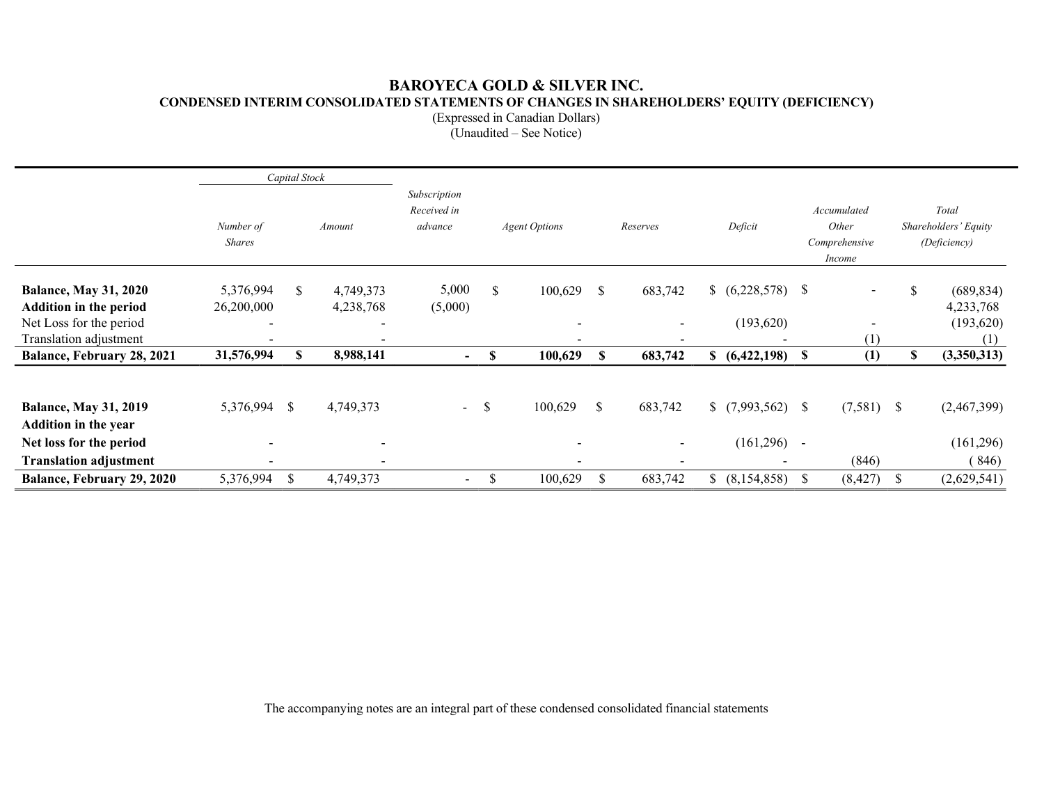# BAROYECA GOLD & SILVER INC.

## CONDENSED INTERIM CONSOLIDATED STATEMENTS OF CHANGES IN SHAREHOLDERS' EQUITY (DEFICIENCY)

(Expressed in Canadian Dollars)
(Unaudited – See Notice)

| | *Capital Stock* | | | | | | | |
|---|---|---|---|---|---|---|---|---|
| | *Number of Shares* | *Amount* | *Subscription Received in advance* | *Agent Options* | *Reserves* | *Deficit* | *Accumulated Other Comprehensive Income* | *Total Shareholders' Equity (Deficiency)* |
| **Balance, May 31, 2020** | 5,376,994 | $ 4,749,373 | 5,000 | $ 100,629 | $ 683,742 | $ (6,228,578) | $ - | $ (689,834) |
| **Addition in the period** | 26,200,000 | 4,238,768 | (5,000) | | | | | 4,233,768 |
| Net Loss for the period | - | - | | - | - | (193,620) | - | (193,620) |
| Translation adjustment | - | - | | - | - | - | (1) | (1) |
| **Balance, February 28, 2021** | **31,576,994** | **$ 8,988,141** | **-** | **$ 100,629** | **$ 683,742** | **$ (6,422,198)** | **$ (1)** | **$ (3,350,313)** |
| | | | | | | | | |
| **Balance, May 31, 2019** | 5,376,994 | $ 4,749,373 | - | $ 100,629 | $ 683,742 | $ (7,993,562) | $ (7,581) | $ (2,467,399) |
| **Addition in the year** | | | | | | | | |
| **Net loss for the period** | - | - | | - | - | (161,296) | - | (161,296) |
| **Translation adjustment** | - | - | | - | - | - | (846) | ( 846) |
| **Balance, February 29, 2020** | 5,376,994 | $ 4,749,373 | - | $ 100,629 | $ 683,742 | $ (8,154,858) | $ (8,427) | $ (2,629,541) |

The accompanying notes are an integral part of these condensed consolidated financial statements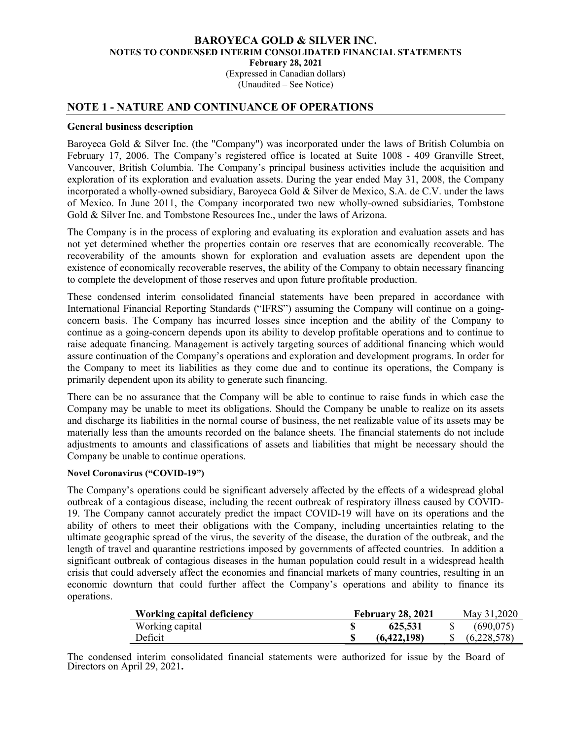# BAROYECA GOLD & SILVER INC.

## NOTES TO CONDENSED INTERIM CONSOLIDATED FINANCIAL STATEMENTS

**February 28, 2021**

(Expressed in Canadian dollars)

(Unaudited – See Notice)

## NOTE 1 - NATURE AND CONTINUANCE OF OPERATIONS

### General business description

Baroyeca Gold & Silver Inc. (the "Company") was incorporated under the laws of British Columbia on February 17, 2006. The Company's registered office is located at Suite 1008 - 409 Granville Street, Vancouver, British Columbia. The Company's principal business activities include the acquisition and exploration of its exploration and evaluation assets. During the year ended May 31, 2008, the Company incorporated a wholly-owned subsidiary, Baroyeca Gold & Silver de Mexico, S.A. de C.V. under the laws of Mexico. In June 2011, the Company incorporated two new wholly-owned subsidiaries, Tombstone Gold & Silver Inc. and Tombstone Resources Inc., under the laws of Arizona.

The Company is in the process of exploring and evaluating its exploration and evaluation assets and has not yet determined whether the properties contain ore reserves that are economically recoverable. The recoverability of the amounts shown for exploration and evaluation assets are dependent upon the existence of economically recoverable reserves, the ability of the Company to obtain necessary financing to complete the development of those reserves and upon future profitable production.

These condensed interim consolidated financial statements have been prepared in accordance with International Financial Reporting Standards ("IFRS") assuming the Company will continue on a going-concern basis. The Company has incurred losses since inception and the ability of the Company to continue as a going-concern depends upon its ability to develop profitable operations and to continue to raise adequate financing. Management is actively targeting sources of additional financing which would assure continuation of the Company's operations and exploration and development programs. In order for the Company to meet its liabilities as they come due and to continue its operations, the Company is primarily dependent upon its ability to generate such financing.

There can be no assurance that the Company will be able to continue to raise funds in which case the Company may be unable to meet its obligations. Should the Company be unable to realize on its assets and discharge its liabilities in the normal course of business, the net realizable value of its assets may be materially less than the amounts recorded on the balance sheets. The financial statements do not include adjustments to amounts and classifications of assets and liabilities that might be necessary should the Company be unable to continue operations.

#### Novel Coronavirus ("COVID-19")

The Company's operations could be significant adversely affected by the effects of a widespread global outbreak of a contagious disease, including the recent outbreak of respiratory illness caused by COVID-19. The Company cannot accurately predict the impact COVID-19 will have on its operations and the ability of others to meet their obligations with the Company, including uncertainties relating to the ultimate geographic spread of the virus, the severity of the disease, the duration of the outbreak, and the length of travel and quarantine restrictions imposed by governments of affected countries. In addition a significant outbreak of contagious diseases in the human population could result in a widespread health crisis that could adversely affect the economies and financial markets of many countries, resulting in an economic downturn that could further affect the Company's operations and ability to finance its operations.

| **Working capital deficiency** | | **February 28, 2021** | | May 31,2020 |
|---|---|---|---|---|
| Working capital | **$** | **625,531** | $ | (690,075) |
| Deficit | **$** | **(6,422,198)** | $ | (6,228,578) |

The condensed interim consolidated financial statements were authorized for issue by the Board of Directors on April 29, 2021**.**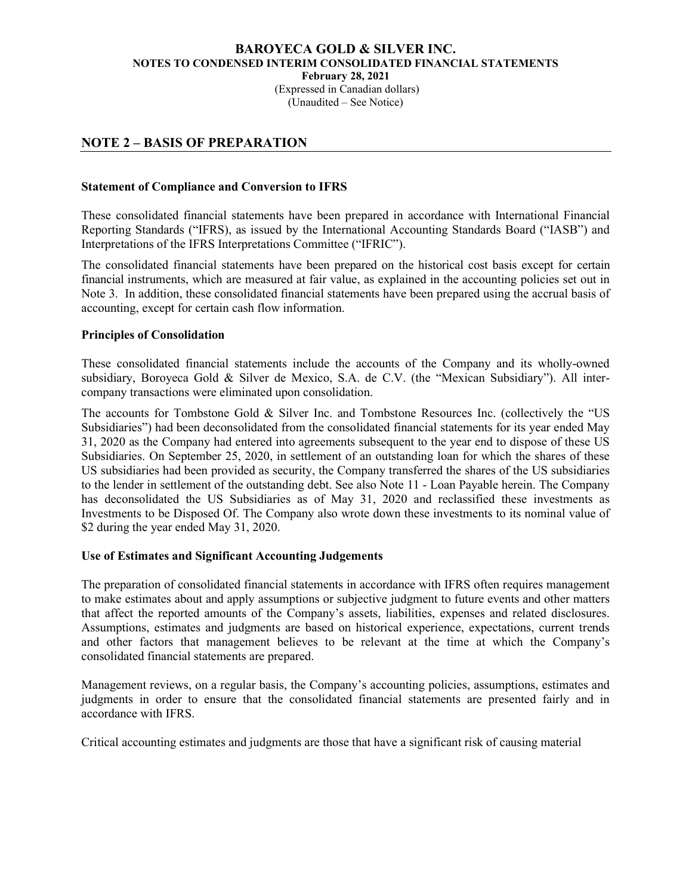## NOTE 2 – BASIS OF PREPARATION

### Statement of Compliance and Conversion to IFRS

These consolidated financial statements have been prepared in accordance with International Financial Reporting Standards ("IFRS"), as issued by the International Accounting Standards Board ("IASB") and Interpretations of the IFRS Interpretations Committee ("IFRIC").

The consolidated financial statements have been prepared on the historical cost basis except for certain financial instruments, which are measured at fair value, as explained in the accounting policies set out in Note 3. In addition, these consolidated financial statements have been prepared using the accrual basis of accounting, except for certain cash flow information.

### Principles of Consolidation

These consolidated financial statements include the accounts of the Company and its wholly-owned subsidiary, Boroyeca Gold & Silver de Mexico, S.A. de C.V. (the "Mexican Subsidiary"). All inter-company transactions were eliminated upon consolidation.

The accounts for Tombstone Gold & Silver Inc. and Tombstone Resources Inc. (collectively the "US Subsidiaries") had been deconsolidated from the consolidated financial statements for its year ended May 31, 2020 as the Company had entered into agreements subsequent to the year end to dispose of these US Subsidiaries. On September 25, 2020, in settlement of an outstanding loan for which the shares of these US subsidiaries had been provided as security, the Company transferred the shares of the US subsidiaries to the lender in settlement of the outstanding debt. See also Note 11 - Loan Payable herein. The Company has deconsolidated the US Subsidiaries as of May 31, 2020 and reclassified these investments as Investments to be Disposed Of. The Company also wrote down these investments to its nominal value of $2 during the year ended May 31, 2020.

### Use of Estimates and Significant Accounting Judgements

The preparation of consolidated financial statements in accordance with IFRS often requires management to make estimates about and apply assumptions or subjective judgment to future events and other matters that affect the reported amounts of the Company's assets, liabilities, expenses and related disclosures. Assumptions, estimates and judgments are based on historical experience, expectations, current trends and other factors that management believes to be relevant at the time at which the Company's consolidated financial statements are prepared.

Management reviews, on a regular basis, the Company's accounting policies, assumptions, estimates and judgments in order to ensure that the consolidated financial statements are presented fairly and in accordance with IFRS.

Critical accounting estimates and judgments are those that have a significant risk of causing material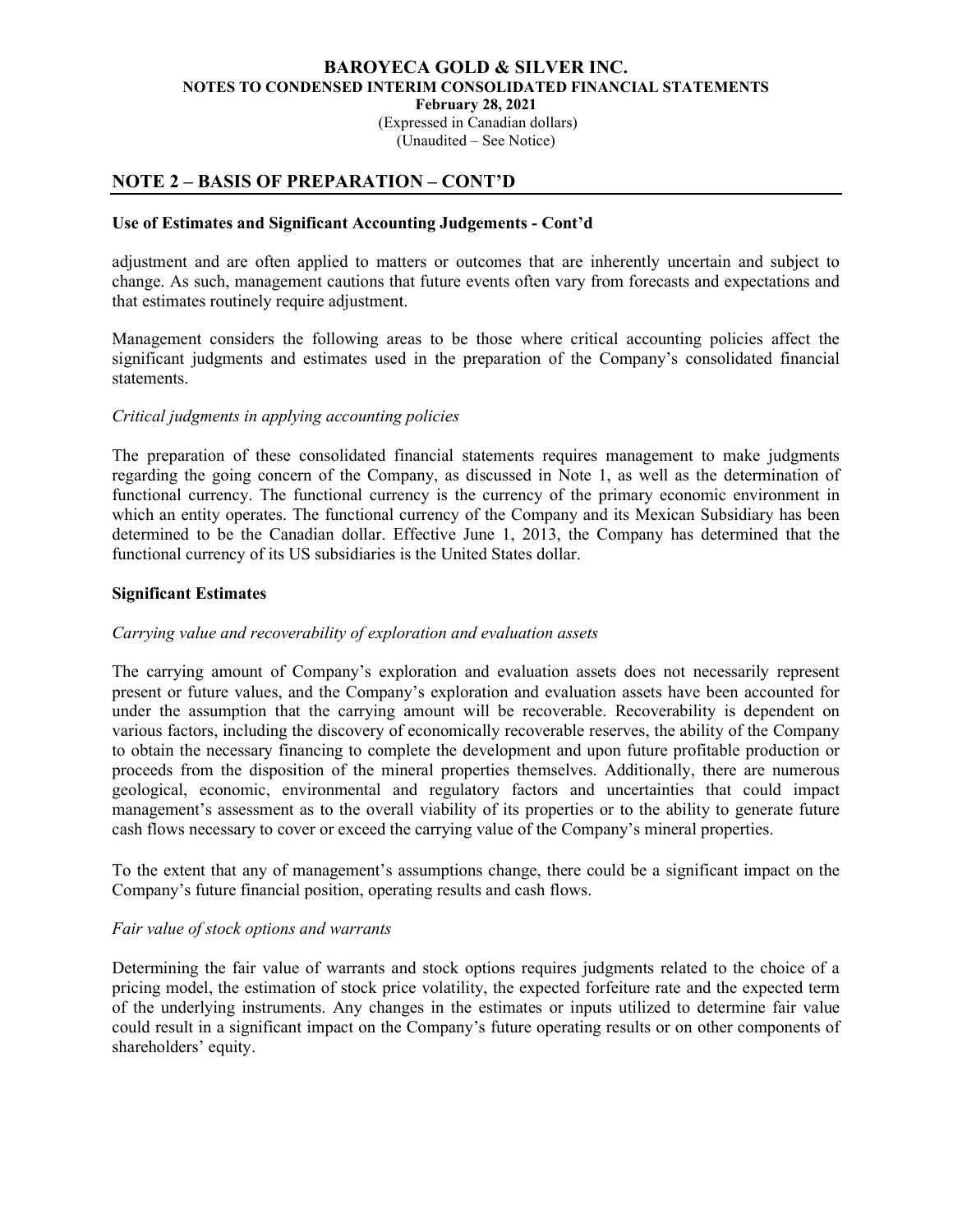## NOTE 2 – BASIS OF PREPARATION – CONT'D

### Use of Estimates and Significant Accounting Judgements - Cont'd

adjustment and are often applied to matters or outcomes that are inherently uncertain and subject to change. As such, management cautions that future events often vary from forecasts and expectations and that estimates routinely require adjustment.

Management considers the following areas to be those where critical accounting policies affect the significant judgments and estimates used in the preparation of the Company's consolidated financial statements.

*Critical judgments in applying accounting policies*

The preparation of these consolidated financial statements requires management to make judgments regarding the going concern of the Company, as discussed in Note 1, as well as the determination of functional currency. The functional currency is the currency of the primary economic environment in which an entity operates. The functional currency of the Company and its Mexican Subsidiary has been determined to be the Canadian dollar. Effective June 1, 2013, the Company has determined that the functional currency of its US subsidiaries is the United States dollar.

### Significant Estimates

*Carrying value and recoverability of exploration and evaluation assets*

The carrying amount of Company's exploration and evaluation assets does not necessarily represent present or future values, and the Company's exploration and evaluation assets have been accounted for under the assumption that the carrying amount will be recoverable. Recoverability is dependent on various factors, including the discovery of economically recoverable reserves, the ability of the Company to obtain the necessary financing to complete the development and upon future profitable production or proceeds from the disposition of the mineral properties themselves. Additionally, there are numerous geological, economic, environmental and regulatory factors and uncertainties that could impact management's assessment as to the overall viability of its properties or to the ability to generate future cash flows necessary to cover or exceed the carrying value of the Company's mineral properties.

To the extent that any of management's assumptions change, there could be a significant impact on the Company's future financial position, operating results and cash flows.

*Fair value of stock options and warrants*

Determining the fair value of warrants and stock options requires judgments related to the choice of a pricing model, the estimation of stock price volatility, the expected forfeiture rate and the expected term of the underlying instruments. Any changes in the estimates or inputs utilized to determine fair value could result in a significant impact on the Company's future operating results or on other components of shareholders' equity.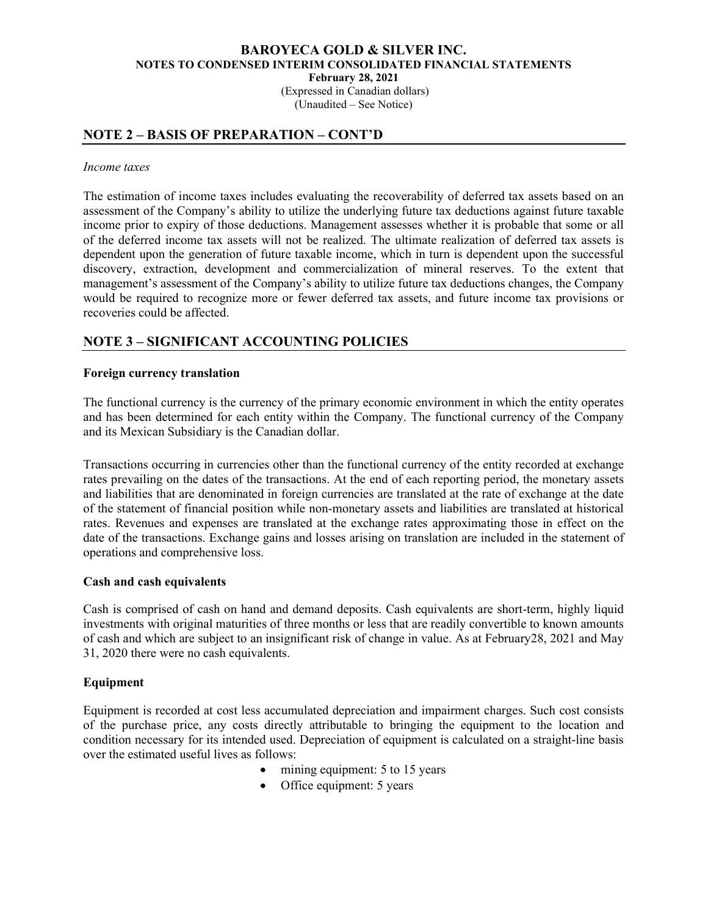## NOTE 2 – BASIS OF PREPARATION – CONT'D

*Income taxes*

The estimation of income taxes includes evaluating the recoverability of deferred tax assets based on an assessment of the Company's ability to utilize the underlying future tax deductions against future taxable income prior to expiry of those deductions. Management assesses whether it is probable that some or all of the deferred income tax assets will not be realized. The ultimate realization of deferred tax assets is dependent upon the generation of future taxable income, which in turn is dependent upon the successful discovery, extraction, development and commercialization of mineral reserves. To the extent that management's assessment of the Company's ability to utilize future tax deductions changes, the Company would be required to recognize more or fewer deferred tax assets, and future income tax provisions or recoveries could be affected.

## NOTE 3 – SIGNIFICANT ACCOUNTING POLICIES

**Foreign currency translation**

The functional currency is the currency of the primary economic environment in which the entity operates and has been determined for each entity within the Company. The functional currency of the Company and its Mexican Subsidiary is the Canadian dollar.

Transactions occurring in currencies other than the functional currency of the entity recorded at exchange rates prevailing on the dates of the transactions. At the end of each reporting period, the monetary assets and liabilities that are denominated in foreign currencies are translated at the rate of exchange at the date of the statement of financial position while non-monetary assets and liabilities are translated at historical rates. Revenues and expenses are translated at the exchange rates approximating those in effect on the date of the transactions. Exchange gains and losses arising on translation are included in the statement of operations and comprehensive loss.

**Cash and cash equivalents**

Cash is comprised of cash on hand and demand deposits. Cash equivalents are short-term, highly liquid investments with original maturities of three months or less that are readily convertible to known amounts of cash and which are subject to an insignificant risk of change in value. As at February28, 2021 and May 31, 2020 there were no cash equivalents.

**Equipment**

Equipment is recorded at cost less accumulated depreciation and impairment charges. Such cost consists of the purchase price, any costs directly attributable to bringing the equipment to the location and condition necessary for its intended used. Depreciation of equipment is calculated on a straight-line basis over the estimated useful lives as follows:

- mining equipment: 5 to 15 years
- Office equipment: 5 years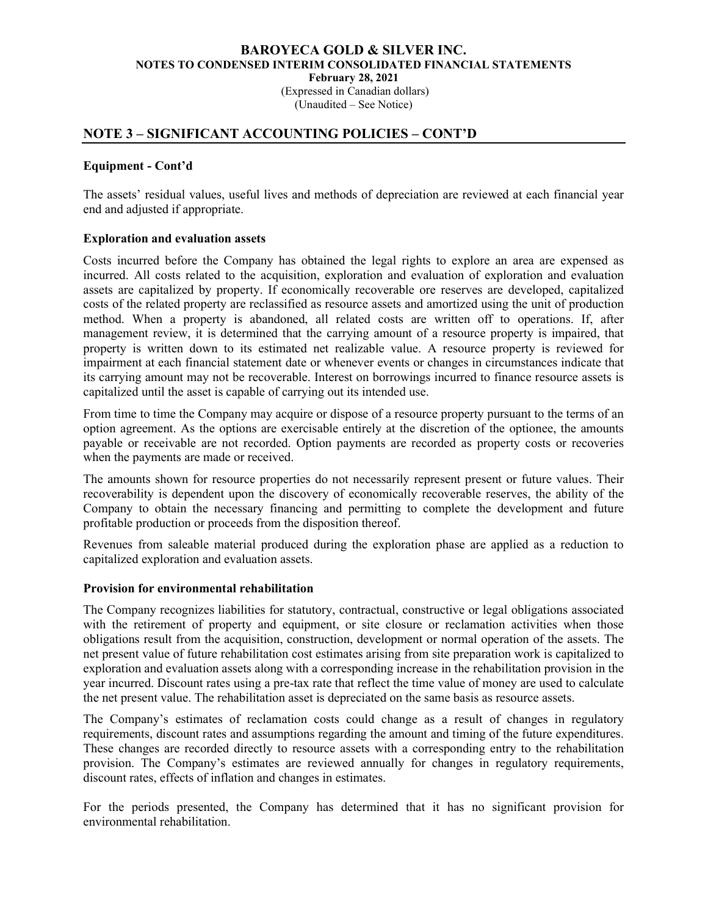## NOTE 3 – SIGNIFICANT ACCOUNTING POLICIES – CONT'D

### Equipment - Cont'd

The assets' residual values, useful lives and methods of depreciation are reviewed at each financial year end and adjusted if appropriate.

### Exploration and evaluation assets

Costs incurred before the Company has obtained the legal rights to explore an area are expensed as incurred. All costs related to the acquisition, exploration and evaluation of exploration and evaluation assets are capitalized by property. If economically recoverable ore reserves are developed, capitalized costs of the related property are reclassified as resource assets and amortized using the unit of production method. When a property is abandoned, all related costs are written off to operations. If, after management review, it is determined that the carrying amount of a resource property is impaired, that property is written down to its estimated net realizable value. A resource property is reviewed for impairment at each financial statement date or whenever events or changes in circumstances indicate that its carrying amount may not be recoverable. Interest on borrowings incurred to finance resource assets is capitalized until the asset is capable of carrying out its intended use.

From time to time the Company may acquire or dispose of a resource property pursuant to the terms of an option agreement. As the options are exercisable entirely at the discretion of the optionee, the amounts payable or receivable are not recorded. Option payments are recorded as property costs or recoveries when the payments are made or received.

The amounts shown for resource properties do not necessarily represent present or future values. Their recoverability is dependent upon the discovery of economically recoverable reserves, the ability of the Company to obtain the necessary financing and permitting to complete the development and future profitable production or proceeds from the disposition thereof.

Revenues from saleable material produced during the exploration phase are applied as a reduction to capitalized exploration and evaluation assets.

### Provision for environmental rehabilitation

The Company recognizes liabilities for statutory, contractual, constructive or legal obligations associated with the retirement of property and equipment, or site closure or reclamation activities when those obligations result from the acquisition, construction, development or normal operation of the assets. The net present value of future rehabilitation cost estimates arising from site preparation work is capitalized to exploration and evaluation assets along with a corresponding increase in the rehabilitation provision in the year incurred. Discount rates using a pre-tax rate that reflect the time value of money are used to calculate the net present value. The rehabilitation asset is depreciated on the same basis as resource assets.

The Company's estimates of reclamation costs could change as a result of changes in regulatory requirements, discount rates and assumptions regarding the amount and timing of the future expenditures. These changes are recorded directly to resource assets with a corresponding entry to the rehabilitation provision. The Company's estimates are reviewed annually for changes in regulatory requirements, discount rates, effects of inflation and changes in estimates.

For the periods presented, the Company has determined that it has no significant provision for environmental rehabilitation.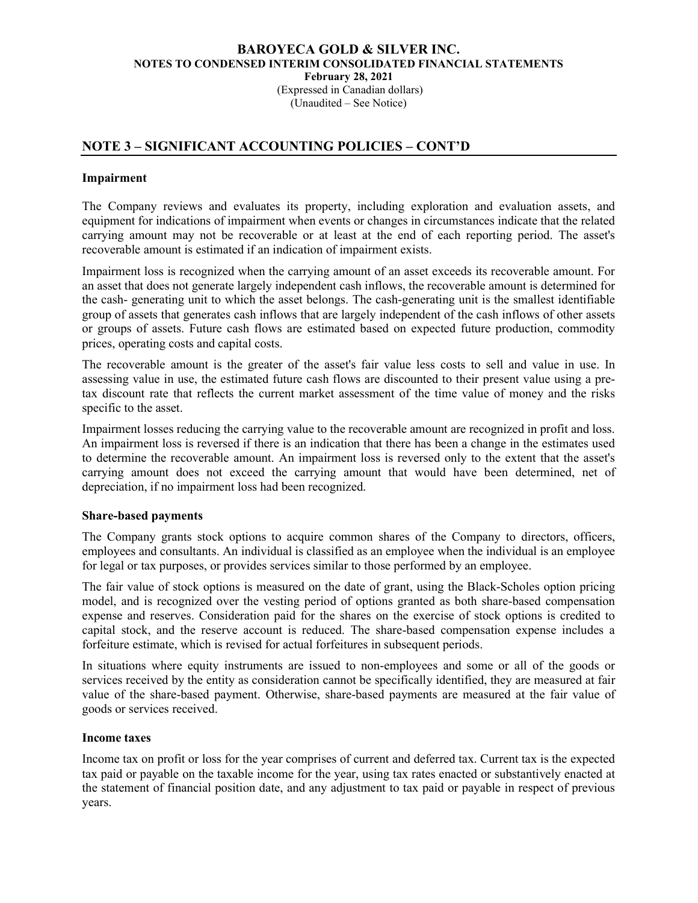## NOTE 3 – SIGNIFICANT ACCOUNTING POLICIES – CONT'D

### Impairment

The Company reviews and evaluates its property, including exploration and evaluation assets, and equipment for indications of impairment when events or changes in circumstances indicate that the related carrying amount may not be recoverable or at least at the end of each reporting period. The asset's recoverable amount is estimated if an indication of impairment exists.

Impairment loss is recognized when the carrying amount of an asset exceeds its recoverable amount. For an asset that does not generate largely independent cash inflows, the recoverable amount is determined for the cash- generating unit to which the asset belongs. The cash-generating unit is the smallest identifiable group of assets that generates cash inflows that are largely independent of the cash inflows of other assets or groups of assets. Future cash flows are estimated based on expected future production, commodity prices, operating costs and capital costs.

The recoverable amount is the greater of the asset's fair value less costs to sell and value in use. In assessing value in use, the estimated future cash flows are discounted to their present value using a pre-tax discount rate that reflects the current market assessment of the time value of money and the risks specific to the asset.

Impairment losses reducing the carrying value to the recoverable amount are recognized in profit and loss. An impairment loss is reversed if there is an indication that there has been a change in the estimates used to determine the recoverable amount. An impairment loss is reversed only to the extent that the asset's carrying amount does not exceed the carrying amount that would have been determined, net of depreciation, if no impairment loss had been recognized.

### Share-based payments

The Company grants stock options to acquire common shares of the Company to directors, officers, employees and consultants. An individual is classified as an employee when the individual is an employee for legal or tax purposes, or provides services similar to those performed by an employee.

The fair value of stock options is measured on the date of grant, using the Black-Scholes option pricing model, and is recognized over the vesting period of options granted as both share-based compensation expense and reserves. Consideration paid for the shares on the exercise of stock options is credited to capital stock, and the reserve account is reduced. The share-based compensation expense includes a forfeiture estimate, which is revised for actual forfeitures in subsequent periods.

In situations where equity instruments are issued to non-employees and some or all of the goods or services received by the entity as consideration cannot be specifically identified, they are measured at fair value of the share-based payment. Otherwise, share-based payments are measured at the fair value of goods or services received.

### Income taxes

Income tax on profit or loss for the year comprises of current and deferred tax. Current tax is the expected tax paid or payable on the taxable income for the year, using tax rates enacted or substantively enacted at the statement of financial position date, and any adjustment to tax paid or payable in respect of previous years.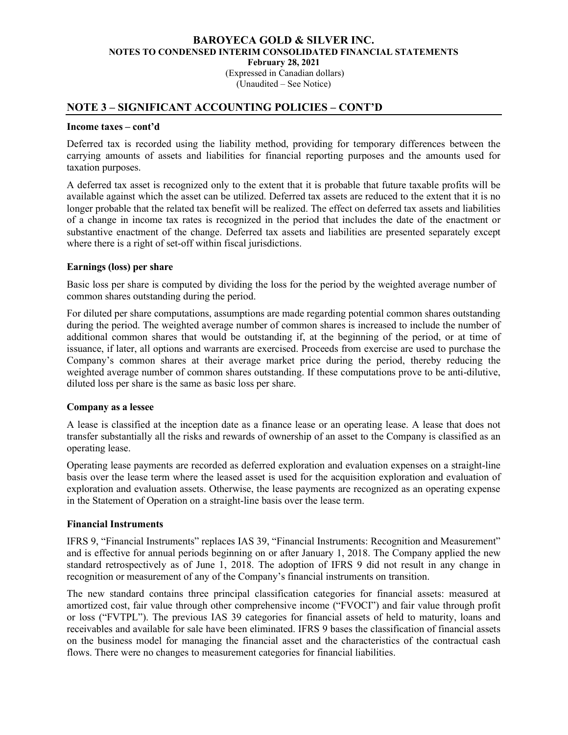## NOTE 3 – SIGNIFICANT ACCOUNTING POLICIES – CONT'D

**Income taxes – cont'd**

Deferred tax is recorded using the liability method, providing for temporary differences between the carrying amounts of assets and liabilities for financial reporting purposes and the amounts used for taxation purposes.

A deferred tax asset is recognized only to the extent that it is probable that future taxable profits will be available against which the asset can be utilized. Deferred tax assets are reduced to the extent that it is no longer probable that the related tax benefit will be realized. The effect on deferred tax assets and liabilities of a change in income tax rates is recognized in the period that includes the date of the enactment or substantive enactment of the change. Deferred tax assets and liabilities are presented separately except where there is a right of set-off within fiscal jurisdictions.

**Earnings (loss) per share**

Basic loss per share is computed by dividing the loss for the period by the weighted average number of common shares outstanding during the period.

For diluted per share computations, assumptions are made regarding potential common shares outstanding during the period. The weighted average number of common shares is increased to include the number of additional common shares that would be outstanding if, at the beginning of the period, or at time of issuance, if later, all options and warrants are exercised. Proceeds from exercise are used to purchase the Company's common shares at their average market price during the period, thereby reducing the weighted average number of common shares outstanding. If these computations prove to be anti-dilutive, diluted loss per share is the same as basic loss per share.

**Company as a lessee**

A lease is classified at the inception date as a finance lease or an operating lease. A lease that does not transfer substantially all the risks and rewards of ownership of an asset to the Company is classified as an operating lease.

Operating lease payments are recorded as deferred exploration and evaluation expenses on a straight-line basis over the lease term where the leased asset is used for the acquisition exploration and evaluation of exploration and evaluation assets. Otherwise, the lease payments are recognized as an operating expense in the Statement of Operation on a straight-line basis over the lease term.

**Financial Instruments**

IFRS 9, "Financial Instruments" replaces IAS 39, "Financial Instruments: Recognition and Measurement" and is effective for annual periods beginning on or after January 1, 2018. The Company applied the new standard retrospectively as of June 1, 2018. The adoption of IFRS 9 did not result in any change in recognition or measurement of any of the Company's financial instruments on transition.

The new standard contains three principal classification categories for financial assets: measured at amortized cost, fair value through other comprehensive income ("FVOCI") and fair value through profit or loss ("FVTPL"). The previous IAS 39 categories for financial assets of held to maturity, loans and receivables and available for sale have been eliminated. IFRS 9 bases the classification of financial assets on the business model for managing the financial asset and the characteristics of the contractual cash flows. There were no changes to measurement categories for financial liabilities.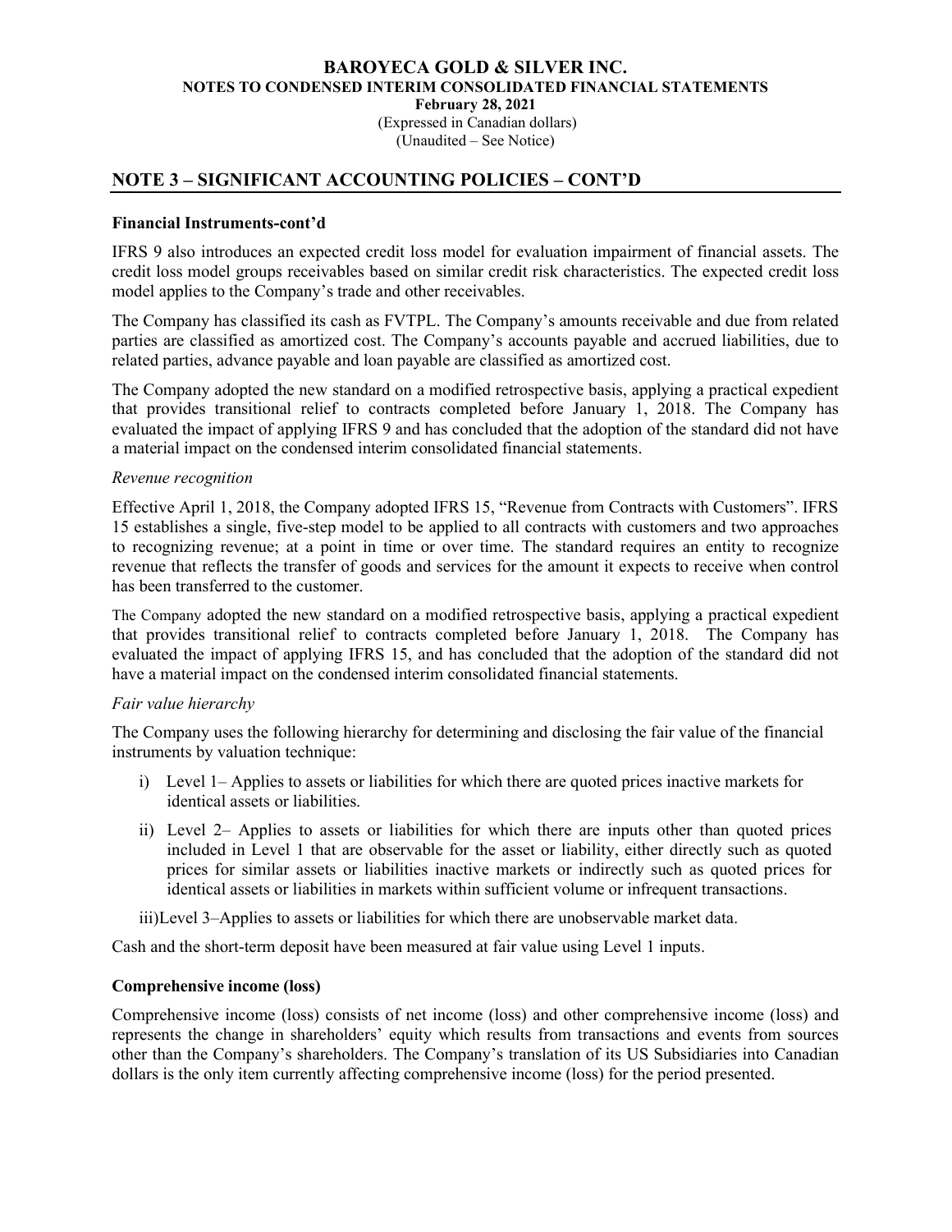## NOTE 3 – SIGNIFICANT ACCOUNTING POLICIES – CONT'D

**Financial Instruments-cont'd**

IFRS 9 also introduces an expected credit loss model for evaluation impairment of financial assets. The credit loss model groups receivables based on similar credit risk characteristics. The expected credit loss model applies to the Company's trade and other receivables.

The Company has classified its cash as FVTPL. The Company's amounts receivable and due from related parties are classified as amortized cost. The Company's accounts payable and accrued liabilities, due to related parties, advance payable and loan payable are classified as amortized cost.

The Company adopted the new standard on a modified retrospective basis, applying a practical expedient that provides transitional relief to contracts completed before January 1, 2018. The Company has evaluated the impact of applying IFRS 9 and has concluded that the adoption of the standard did not have a material impact on the condensed interim consolidated financial statements.

*Revenue recognition*

Effective April 1, 2018, the Company adopted IFRS 15, "Revenue from Contracts with Customers". IFRS 15 establishes a single, five-step model to be applied to all contracts with customers and two approaches to recognizing revenue; at a point in time or over time. The standard requires an entity to recognize revenue that reflects the transfer of goods and services for the amount it expects to receive when control has been transferred to the customer.

The Company adopted the new standard on a modified retrospective basis, applying a practical expedient that provides transitional relief to contracts completed before January 1, 2018. The Company has evaluated the impact of applying IFRS 15, and has concluded that the adoption of the standard did not have a material impact on the condensed interim consolidated financial statements.

*Fair value hierarchy*

The Company uses the following hierarchy for determining and disclosing the fair value of the financial instruments by valuation technique:

i) Level 1– Applies to assets or liabilities for which there are quoted prices inactive markets for identical assets or liabilities.

ii) Level 2– Applies to assets or liabilities for which there are inputs other than quoted prices included in Level 1 that are observable for the asset or liability, either directly such as quoted prices for similar assets or liabilities inactive markets or indirectly such as quoted prices for identical assets or liabilities in markets within sufficient volume or infrequent transactions.

iii)Level 3–Applies to assets or liabilities for which there are unobservable market data.

Cash and the short-term deposit have been measured at fair value using Level 1 inputs.

**Comprehensive income (loss)**

Comprehensive income (loss) consists of net income (loss) and other comprehensive income (loss) and represents the change in shareholders' equity which results from transactions and events from sources other than the Company's shareholders. The Company's translation of its US Subsidiaries into Canadian dollars is the only item currently affecting comprehensive income (loss) for the period presented.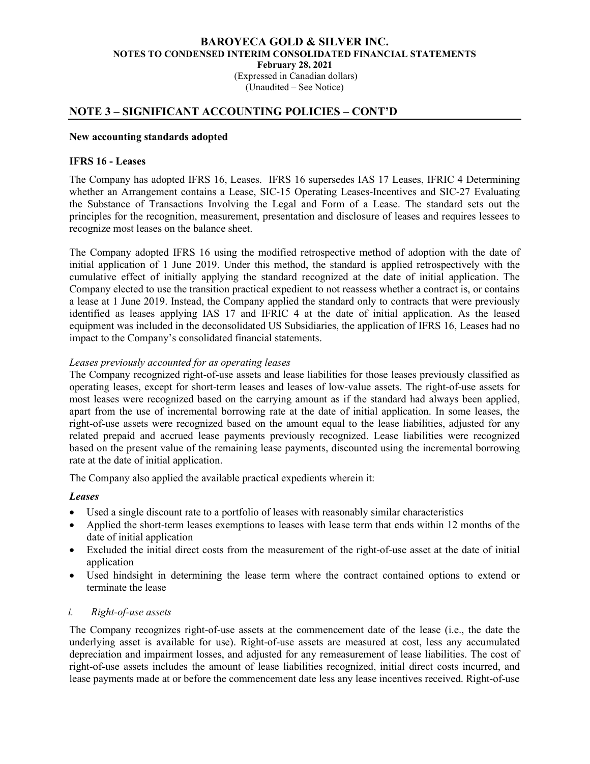## NOTE 3 – SIGNIFICANT ACCOUNTING POLICIES – CONT'D

**New accounting standards adopted**

**IFRS 16 - Leases**

The Company has adopted IFRS 16, Leases. IFRS 16 supersedes IAS 17 Leases, IFRIC 4 Determining whether an Arrangement contains a Lease, SIC-15 Operating Leases-Incentives and SIC-27 Evaluating the Substance of Transactions Involving the Legal and Form of a Lease. The standard sets out the principles for the recognition, measurement, presentation and disclosure of leases and requires lessees to recognize most leases on the balance sheet.

The Company adopted IFRS 16 using the modified retrospective method of adoption with the date of initial application of 1 June 2019. Under this method, the standard is applied retrospectively with the cumulative effect of initially applying the standard recognized at the date of initial application. The Company elected to use the transition practical expedient to not reassess whether a contract is, or contains a lease at 1 June 2019. Instead, the Company applied the standard only to contracts that were previously identified as leases applying IAS 17 and IFRIC 4 at the date of initial application. As the leased equipment was included in the deconsolidated US Subsidiaries, the application of IFRS 16, Leases had no impact to the Company's consolidated financial statements.

*Leases previously accounted for as operating leases*

The Company recognized right-of-use assets and lease liabilities for those leases previously classified as operating leases, except for short-term leases and leases of low-value assets. The right-of-use assets for most leases were recognized based on the carrying amount as if the standard had always been applied, apart from the use of incremental borrowing rate at the date of initial application. In some leases, the right-of-use assets were recognized based on the amount equal to the lease liabilities, adjusted for any related prepaid and accrued lease payments previously recognized. Lease liabilities were recognized based on the present value of the remaining lease payments, discounted using the incremental borrowing rate at the date of initial application.

The Company also applied the available practical expedients wherein it:

***Leases***

- Used a single discount rate to a portfolio of leases with reasonably similar characteristics
- Applied the short-term leases exemptions to leases with lease term that ends within 12 months of the date of initial application
- Excluded the initial direct costs from the measurement of the right-of-use asset at the date of initial application
- Used hindsight in determining the lease term where the contract contained options to extend or terminate the lease

*i. Right-of-use assets*

The Company recognizes right-of-use assets at the commencement date of the lease (i.e., the date the underlying asset is available for use). Right-of-use assets are measured at cost, less any accumulated depreciation and impairment losses, and adjusted for any remeasurement of lease liabilities. The cost of right-of-use assets includes the amount of lease liabilities recognized, initial direct costs incurred, and lease payments made at or before the commencement date less any lease incentives received. Right-of-use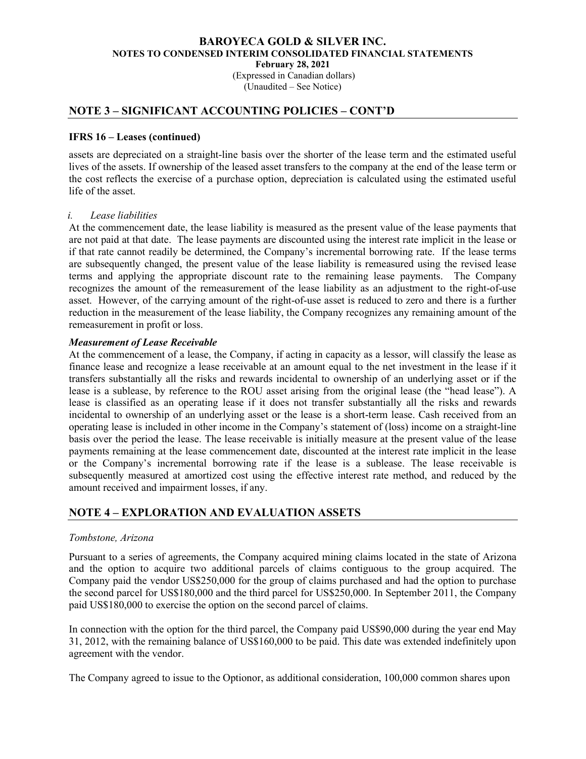## NOTE 3 – SIGNIFICANT ACCOUNTING POLICIES – CONT'D

### IFRS 16 – Leases (continued)

assets are depreciated on a straight-line basis over the shorter of the lease term and the estimated useful lives of the assets. If ownership of the leased asset transfers to the company at the end of the lease term or the cost reflects the exercise of a purchase option, depreciation is calculated using the estimated useful life of the asset.

*i. Lease liabilities*

At the commencement date, the lease liability is measured as the present value of the lease payments that are not paid at that date. The lease payments are discounted using the interest rate implicit in the lease or if that rate cannot readily be determined, the Company's incremental borrowing rate. If the lease terms are subsequently changed, the present value of the lease liability is remeasured using the revised lease terms and applying the appropriate discount rate to the remaining lease payments. The Company recognizes the amount of the remeasurement of the lease liability as an adjustment to the right-of-use asset. However, of the carrying amount of the right-of-use asset is reduced to zero and there is a further reduction in the measurement of the lease liability, the Company recognizes any remaining amount of the remeasurement in profit or loss.

***Measurement of Lease Receivable***

At the commencement of a lease, the Company, if acting in capacity as a lessor, will classify the lease as finance lease and recognize a lease receivable at an amount equal to the net investment in the lease if it transfers substantially all the risks and rewards incidental to ownership of an underlying asset or if the lease is a sublease, by reference to the ROU asset arising from the original lease (the "head lease"). A lease is classified as an operating lease if it does not transfer substantially all the risks and rewards incidental to ownership of an underlying asset or the lease is a short-term lease. Cash received from an operating lease is included in other income in the Company's statement of (loss) income on a straight-line basis over the period the lease. The lease receivable is initially measure at the present value of the lease payments remaining at the lease commencement date, discounted at the interest rate implicit in the lease or the Company's incremental borrowing rate if the lease is a sublease. The lease receivable is subsequently measured at amortized cost using the effective interest rate method, and reduced by the amount received and impairment losses, if any.

## NOTE 4 – EXPLORATION AND EVALUATION ASSETS

*Tombstone, Arizona*

Pursuant to a series of agreements, the Company acquired mining claims located in the state of Arizona and the option to acquire two additional parcels of claims contiguous to the group acquired. The Company paid the vendor US$250,000 for the group of claims purchased and had the option to purchase the second parcel for US$180,000 and the third parcel for US$250,000. In September 2011, the Company paid US$180,000 to exercise the option on the second parcel of claims.

In connection with the option for the third parcel, the Company paid US$90,000 during the year end May 31, 2012, with the remaining balance of US$160,000 to be paid. This date was extended indefinitely upon agreement with the vendor.

The Company agreed to issue to the Optionor, as additional consideration, 100,000 common shares upon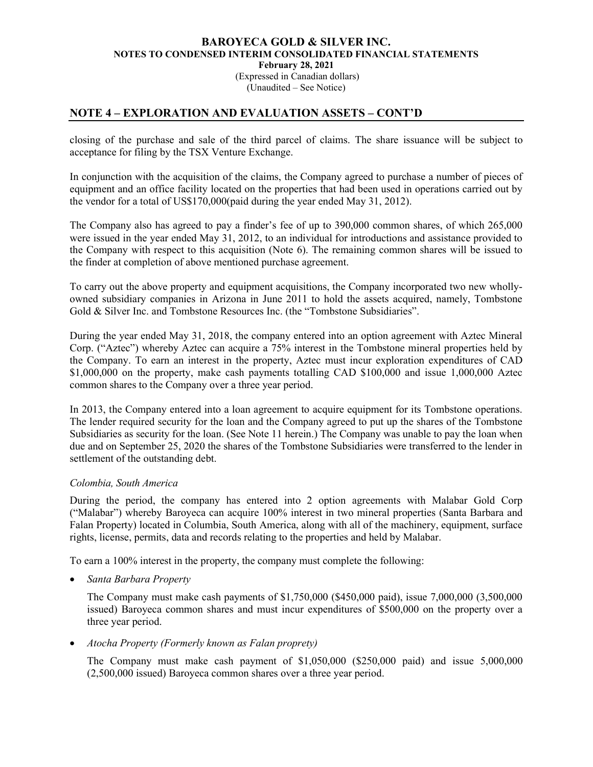## NOTE 4 – EXPLORATION AND EVALUATION ASSETS – CONT'D

closing of the purchase and sale of the third parcel of claims. The share issuance will be subject to acceptance for filing by the TSX Venture Exchange.

In conjunction with the acquisition of the claims, the Company agreed to purchase a number of pieces of equipment and an office facility located on the properties that had been used in operations carried out by the vendor for a total of US$170,000(paid during the year ended May 31, 2012).

The Company also has agreed to pay a finder's fee of up to 390,000 common shares, of which 265,000 were issued in the year ended May 31, 2012, to an individual for introductions and assistance provided to the Company with respect to this acquisition (Note 6). The remaining common shares will be issued to the finder at completion of above mentioned purchase agreement.

To carry out the above property and equipment acquisitions, the Company incorporated two new wholly-owned subsidiary companies in Arizona in June 2011 to hold the assets acquired, namely, Tombstone Gold & Silver Inc. and Tombstone Resources Inc. (the "Tombstone Subsidiaries".

During the year ended May 31, 2018, the company entered into an option agreement with Aztec Mineral Corp. ("Aztec") whereby Aztec can acquire a 75% interest in the Tombstone mineral properties held by the Company. To earn an interest in the property, Aztec must incur exploration expenditures of CAD $1,000,000 on the property, make cash payments totalling CAD $100,000 and issue 1,000,000 Aztec common shares to the Company over a three year period.

In 2013, the Company entered into a loan agreement to acquire equipment for its Tombstone operations. The lender required security for the loan and the Company agreed to put up the shares of the Tombstone Subsidiaries as security for the loan. (See Note 11 herein.) The Company was unable to pay the loan when due and on September 25, 2020 the shares of the Tombstone Subsidiaries were transferred to the lender in settlement of the outstanding debt.

*Colombia, South America*

During the period, the company has entered into 2 option agreements with Malabar Gold Corp ("Malabar") whereby Baroyeca can acquire 100% interest in two mineral properties (Santa Barbara and Falan Property) located in Columbia, South America, along with all of the machinery, equipment, surface rights, license, permits, data and records relating to the properties and held by Malabar.

To earn a 100% interest in the property, the company must complete the following:

- *Santa Barbara Property*

  The Company must make cash payments of $1,750,000 ($450,000 paid), issue 7,000,000 (3,500,000 issued) Baroyeca common shares and must incur expenditures of $500,000 on the property over a three year period.

- *Atocha Property (Formerly known as Falan proprety)*

  The Company must make cash payment of $1,050,000 ($250,000 paid) and issue 5,000,000 (2,500,000 issued) Baroyeca common shares over a three year period.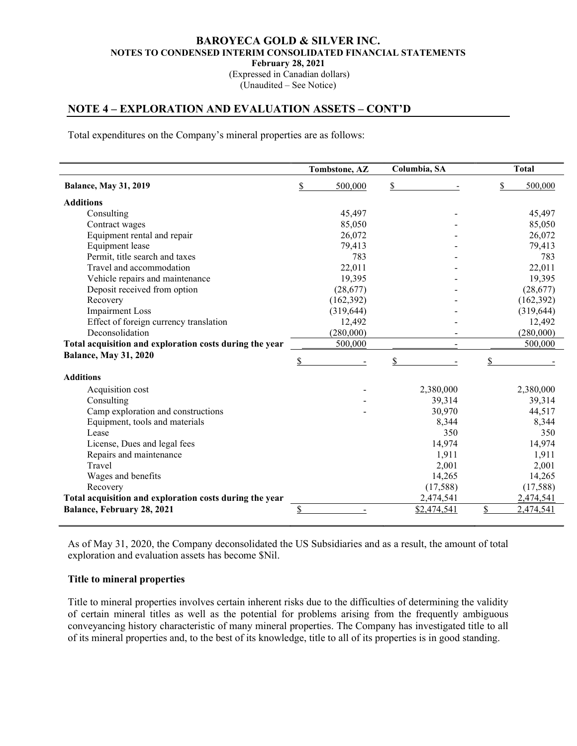**BAROYECA GOLD & SILVER INC.**
**NOTES TO CONDENSED INTERIM CONSOLIDATED FINANCIAL STATEMENTS**
**February 28, 2021**
(Expressed in Canadian dollars)
(Unaudited – See Notice)

## NOTE 4 – EXPLORATION AND EVALUATION ASSETS – CONT'D

Total expenditures on the Company's mineral properties are as follows:

| | Tombstone, AZ | Columbia, SA | Total |
|---|---|---|---|
| **Balance, May 31, 2019** | $ 500,000 | $ - | $ 500,000 |
| **Additions** | | | |
| Consulting | 45,497 | - | 45,497 |
| Contract wages | 85,050 | - | 85,050 |
| Equipment rental and repair | 26,072 | - | 26,072 |
| Equipment lease | 79,413 | - | 79,413 |
| Permit, title search and taxes | 783 | - | 783 |
| Travel and accommodation | 22,011 | - | 22,011 |
| Vehicle repairs and maintenance | 19,395 | - | 19,395 |
| Deposit received from option | (28,677) | - | (28,677) |
| Recovery | (162,392) | - | (162,392) |
| Impairment Loss | (319,644) | - | (319,644) |
| Effect of foreign currency translation | 12,492 | - | 12,492 |
| Deconsolidation | (280,000) | - | (280,000) |
| **Total acquisition and exploration costs during the year** | 500,000 | - | 500,000 |
| **Balance, May 31, 2020** | $ - | $ - | $ - |
| **Additions** | | | |
| Acquisition cost | - | 2,380,000 | 2,380,000 |
| Consulting | - | 39,314 | 39,314 |
| Camp exploration and constructions | - | 30,970 | 44,517 |
| Equipment, tools and materials | | 8,344 | 8,344 |
| Lease | | 350 | 350 |
| License, Dues and legal fees | | 14,974 | 14,974 |
| Repairs and maintenance | | 1,911 | 1,911 |
| Travel | | 2,001 | 2,001 |
| Wages and benefits | | 14,265 | 14,265 |
| Recovery | | (17,588) | (17,588) |
| **Total acquisition and exploration costs during the year** | | 2,474,541 | 2,474,541 |
| **Balance, February 28, 2021** | $ - | $2,474,541 | $ 2,474,541 |

As of May 31, 2020, the Company deconsolidated the US Subsidiaries and as a result, the amount of total exploration and evaluation assets has become $Nil.

### Title to mineral properties

Title to mineral properties involves certain inherent risks due to the difficulties of determining the validity of certain mineral titles as well as the potential for problems arising from the frequently ambiguous conveyancing history characteristic of many mineral properties. The Company has investigated title to all of its mineral properties and, to the best of its knowledge, title to all of its properties is in good standing.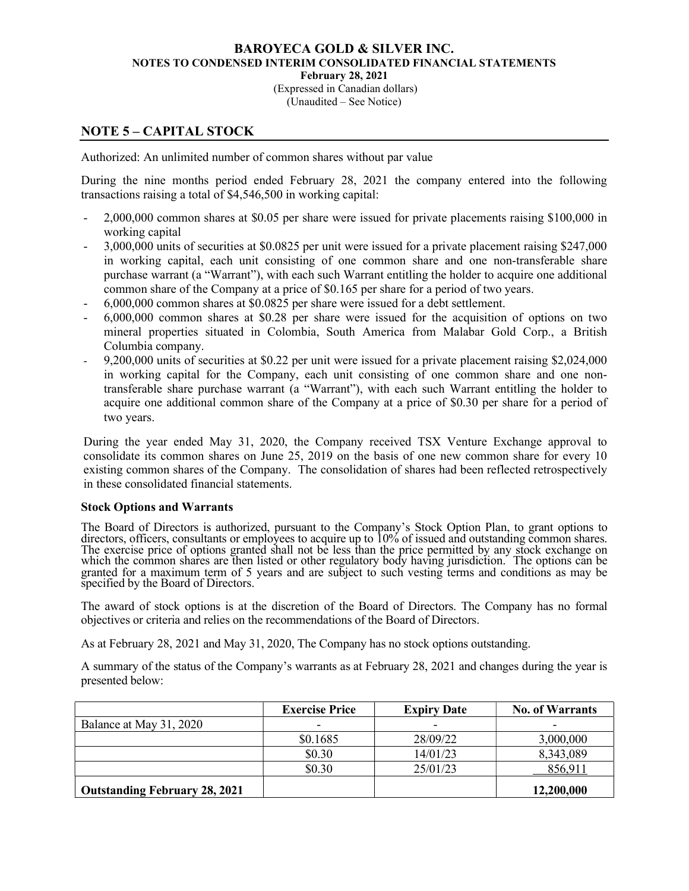# BAROYECA GOLD & SILVER INC.

## NOTES TO CONDENSED INTERIM CONSOLIDATED FINANCIAL STATEMENTS

**February 28, 2021**

(Expressed in Canadian dollars)

(Unaudited – See Notice)

## NOTE 5 – CAPITAL STOCK

Authorized: An unlimited number of common shares without par value

During the nine months period ended February 28, 2021 the company entered into the following transactions raising a total of $4,546,500 in working capital:

- 2,000,000 common shares at $0.05 per share were issued for private placements raising $100,000 in working capital
- 3,000,000 units of securities at $0.0825 per unit were issued for a private placement raising $247,000 in working capital, each unit consisting of one common share and one non-transferable share purchase warrant (a "Warrant"), with each such Warrant entitling the holder to acquire one additional common share of the Company at a price of $0.165 per share for a period of two years.
- 6,000,000 common shares at $0.0825 per share were issued for a debt settlement.
- 6,000,000 common shares at $0.28 per share were issued for the acquisition of options on two mineral properties situated in Colombia, South America from Malabar Gold Corp., a British Columbia company.
- 9,200,000 units of securities at $0.22 per unit were issued for a private placement raising $2,024,000 in working capital for the Company, each unit consisting of one common share and one non-transferable share purchase warrant (a "Warrant"), with each such Warrant entitling the holder to acquire one additional common share of the Company at a price of $0.30 per share for a period of two years.

During the year ended May 31, 2020, the Company received TSX Venture Exchange approval to consolidate its common shares on June 25, 2019 on the basis of one new common share for every 10 existing common shares of the Company. The consolidation of shares had been reflected retrospectively in these consolidated financial statements.

### Stock Options and Warrants

The Board of Directors is authorized, pursuant to the Company's Stock Option Plan, to grant options to directors, officers, consultants or employees to acquire up to 10% of issued and outstanding common shares. The exercise price of options granted shall not be less than the price permitted by any stock exchange on which the common shares are then listed or other regulatory body having jurisdiction. The options can be granted for a maximum term of 5 years and are subject to such vesting terms and conditions as may be specified by the Board of Directors.

The award of stock options is at the discretion of the Board of Directors. The Company has no formal objectives or criteria and relies on the recommendations of the Board of Directors.

As at February 28, 2021 and May 31, 2020, The Company has no stock options outstanding.

A summary of the status of the Company's warrants as at February 28, 2021 and changes during the year is presented below:

| | Exercise Price | Expiry Date | No. of Warrants |
|---|---|---|---|
| Balance at May 31, 2020 | - | - | - |
| | $0.1685 | 28/09/22 | 3,000,000 |
| | $0.30 | 14/01/23 | 8,343,089 |
| | $0.30 | 25/01/23 | 856,911 |
| **Outstanding February 28, 2021** | | | **12,200,000** |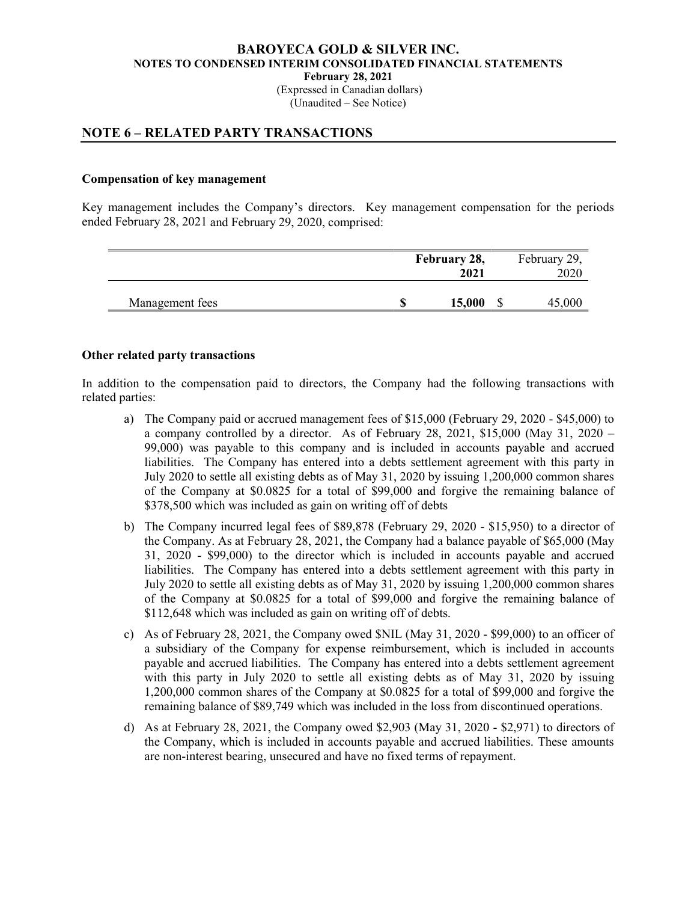BAROYECA GOLD & SILVER INC.
NOTES TO CONDENSED INTERIM CONSOLIDATED FINANCIAL STATEMENTS
February 28, 2021
(Expressed in Canadian dollars)
(Unaudited – See Notice)

## NOTE 6 – RELATED PARTY TRANSACTIONS

**Compensation of key management**

Key management includes the Company's directors. Key management compensation for the periods ended February 28, 2021 and February 29, 2020, comprised:

| | **February 28, 2021** | February 29, 2020 |
|---|---|---|
| Management fees | **$ 15,000** | $ 45,000 |

**Other related party transactions**

In addition to the compensation paid to directors, the Company had the following transactions with related parties:

a) The Company paid or accrued management fees of $15,000 (February 29, 2020 - $45,000) to a company controlled by a director. As of February 28, 2021, $15,000 (May 31, 2020 – 99,000) was payable to this company and is included in accounts payable and accrued liabilities. The Company has entered into a debts settlement agreement with this party in July 2020 to settle all existing debts as of May 31, 2020 by issuing 1,200,000 common shares of the Company at $0.0825 for a total of $99,000 and forgive the remaining balance of $378,500 which was included as gain on writing off of debts

b) The Company incurred legal fees of $89,878 (February 29, 2020 - $15,950) to a director of the Company. As at February 28, 2021, the Company had a balance payable of $65,000 (May 31, 2020 - $99,000) to the director which is included in accounts payable and accrued liabilities. The Company has entered into a debts settlement agreement with this party in July 2020 to settle all existing debts as of May 31, 2020 by issuing 1,200,000 common shares of the Company at $0.0825 for a total of $99,000 and forgive the remaining balance of $112,648 which was included as gain on writing off of debts.

c) As of February 28, 2021, the Company owed $NIL (May 31, 2020 - $99,000) to an officer of a subsidiary of the Company for expense reimbursement, which is included in accounts payable and accrued liabilities. The Company has entered into a debts settlement agreement with this party in July 2020 to settle all existing debts as of May 31, 2020 by issuing 1,200,000 common shares of the Company at $0.0825 for a total of $99,000 and forgive the remaining balance of $89,749 which was included in the loss from discontinued operations.

d) As at February 28, 2021, the Company owed $2,903 (May 31, 2020 - $2,971) to directors of the Company, which is included in accounts payable and accrued liabilities. These amounts are non-interest bearing, unsecured and have no fixed terms of repayment.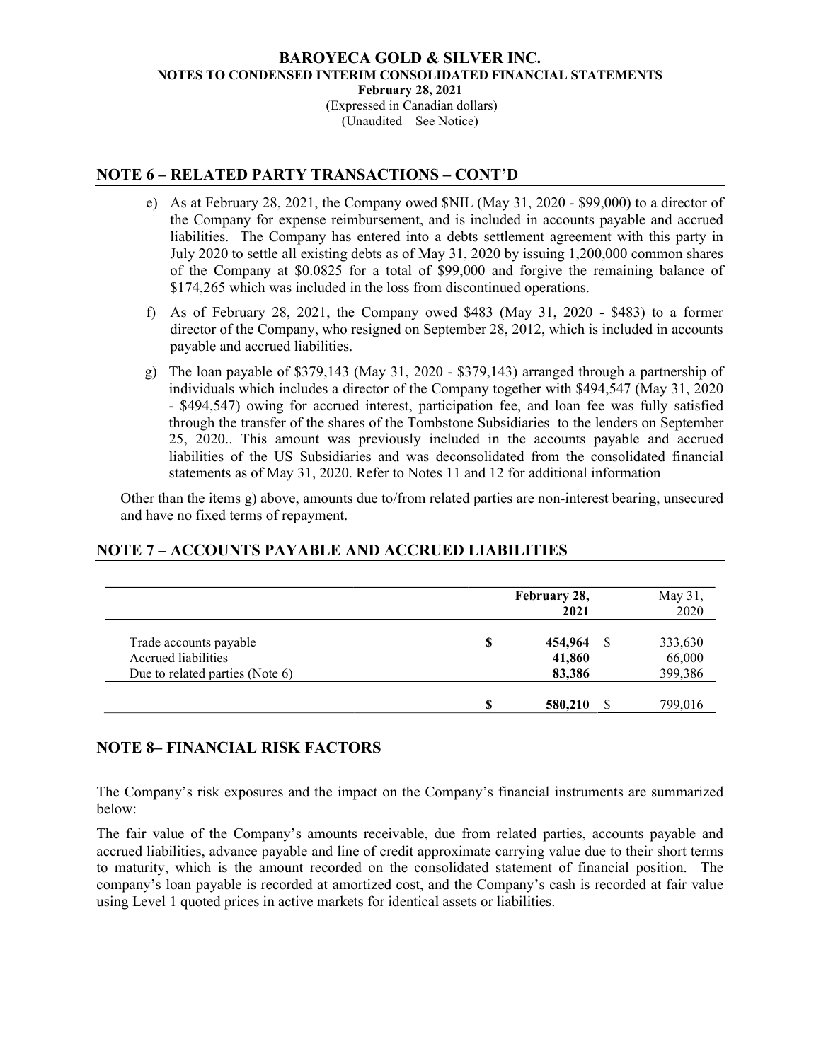## NOTE 6 – RELATED PARTY TRANSACTIONS – CONT'D

e) As at February 28, 2021, the Company owed $NIL (May 31, 2020 - $99,000) to a director of the Company for expense reimbursement, and is included in accounts payable and accrued liabilities. The Company has entered into a debts settlement agreement with this party in July 2020 to settle all existing debts as of May 31, 2020 by issuing 1,200,000 common shares of the Company at $0.0825 for a total of $99,000 and forgive the remaining balance of $174,265 which was included in the loss from discontinued operations.

f) As of February 28, 2021, the Company owed $483 (May 31, 2020 - $483) to a former director of the Company, who resigned on September 28, 2012, which is included in accounts payable and accrued liabilities.

g) The loan payable of $379,143 (May 31, 2020 - $379,143) arranged through a partnership of individuals which includes a director of the Company together with $494,547 (May 31, 2020 - $494,547) owing for accrued interest, participation fee, and loan fee was fully satisfied through the transfer of the shares of the Tombstone Subsidiaries to the lenders on September 25, 2020.. This amount was previously included in the accounts payable and accrued liabilities of the US Subsidiaries and was deconsolidated from the consolidated financial statements as of May 31, 2020. Refer to Notes 11 and 12 for additional information

Other than the items g) above, amounts due to/from related parties are non-interest bearing, unsecured and have no fixed terms of repayment.

## NOTE 7 – ACCOUNTS PAYABLE AND ACCRUED LIABILITIES

| | | **February 28, 2021** | | May 31, 2020 |
|---|---|---|---|---|
| Trade accounts payable | **$** | **454,964** | $ | 333,630 |
| Accrued liabilities | | **41,860** | | 66,000 |
| Due to related parties (Note 6) | | **83,386** | | 399,386 |
| | **$** | **580,210** | $ | 799,016 |

## NOTE 8– FINANCIAL RISK FACTORS

The Company's risk exposures and the impact on the Company's financial instruments are summarized below:

The fair value of the Company's amounts receivable, due from related parties, accounts payable and accrued liabilities, advance payable and line of credit approximate carrying value due to their short terms to maturity, which is the amount recorded on the consolidated statement of financial position. The company's loan payable is recorded at amortized cost, and the Company's cash is recorded at fair value using Level 1 quoted prices in active markets for identical assets or liabilities.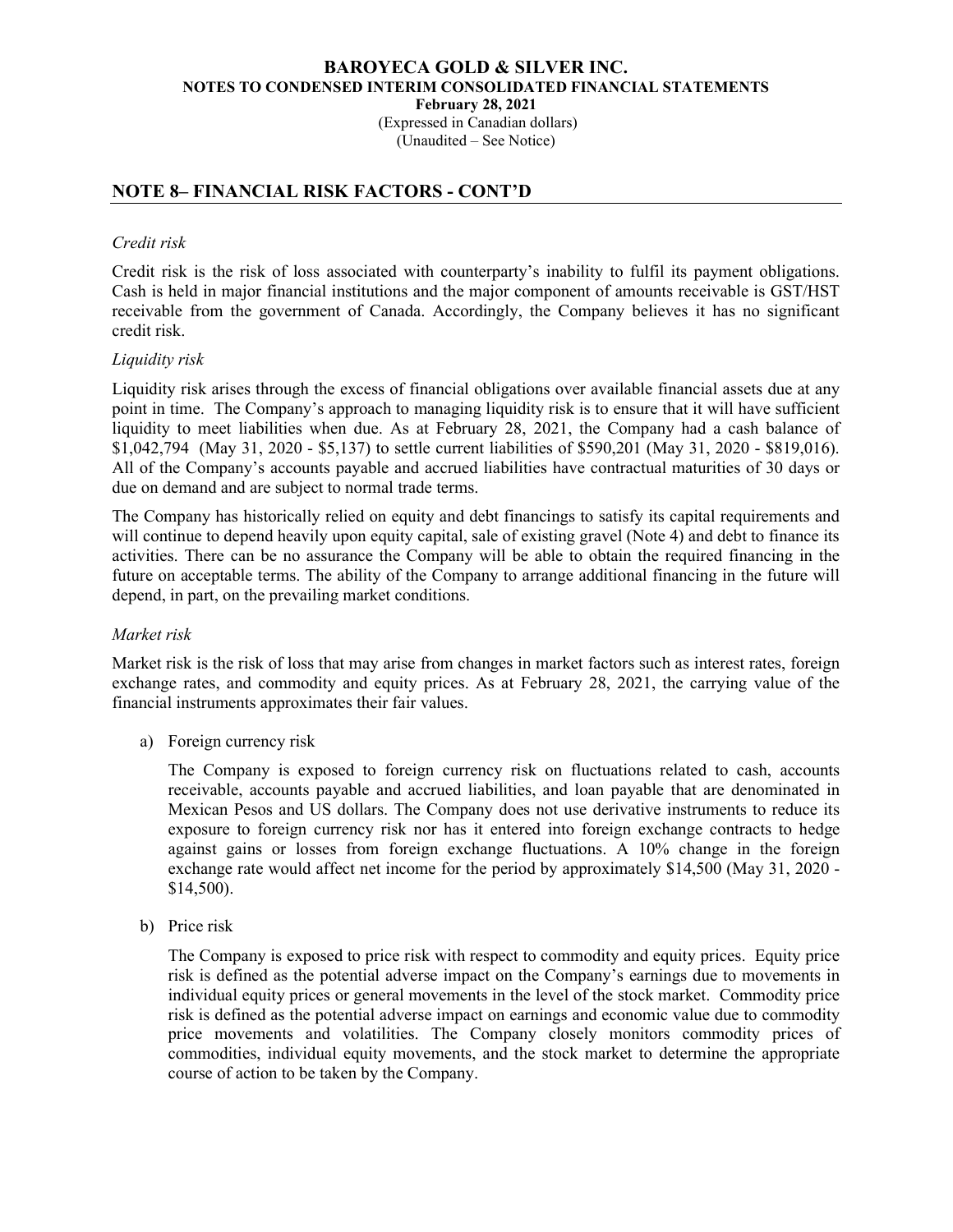## NOTE 8– FINANCIAL RISK FACTORS - CONT'D

*Credit risk*

Credit risk is the risk of loss associated with counterparty's inability to fulfil its payment obligations. Cash is held in major financial institutions and the major component of amounts receivable is GST/HST receivable from the government of Canada. Accordingly, the Company believes it has no significant credit risk.

*Liquidity risk*

Liquidity risk arises through the excess of financial obligations over available financial assets due at any point in time. The Company's approach to managing liquidity risk is to ensure that it will have sufficient liquidity to meet liabilities when due. As at February 28, 2021, the Company had a cash balance of $1,042,794 (May 31, 2020 - $5,137) to settle current liabilities of $590,201 (May 31, 2020 - $819,016). All of the Company's accounts payable and accrued liabilities have contractual maturities of 30 days or due on demand and are subject to normal trade terms.

The Company has historically relied on equity and debt financings to satisfy its capital requirements and will continue to depend heavily upon equity capital, sale of existing gravel (Note 4) and debt to finance its activities. There can be no assurance the Company will be able to obtain the required financing in the future on acceptable terms. The ability of the Company to arrange additional financing in the future will depend, in part, on the prevailing market conditions.

*Market risk*

Market risk is the risk of loss that may arise from changes in market factors such as interest rates, foreign exchange rates, and commodity and equity prices. As at February 28, 2021, the carrying value of the financial instruments approximates their fair values.

a) Foreign currency risk

   The Company is exposed to foreign currency risk on fluctuations related to cash, accounts receivable, accounts payable and accrued liabilities, and loan payable that are denominated in Mexican Pesos and US dollars. The Company does not use derivative instruments to reduce its exposure to foreign currency risk nor has it entered into foreign exchange contracts to hedge against gains or losses from foreign exchange fluctuations. A 10% change in the foreign exchange rate would affect net income for the period by approximately $14,500 (May 31, 2020 - $14,500).

b) Price risk

   The Company is exposed to price risk with respect to commodity and equity prices. Equity price risk is defined as the potential adverse impact on the Company's earnings due to movements in individual equity prices or general movements in the level of the stock market. Commodity price risk is defined as the potential adverse impact on earnings and economic value due to commodity price movements and volatilities. The Company closely monitors commodity prices of commodities, individual equity movements, and the stock market to determine the appropriate course of action to be taken by the Company.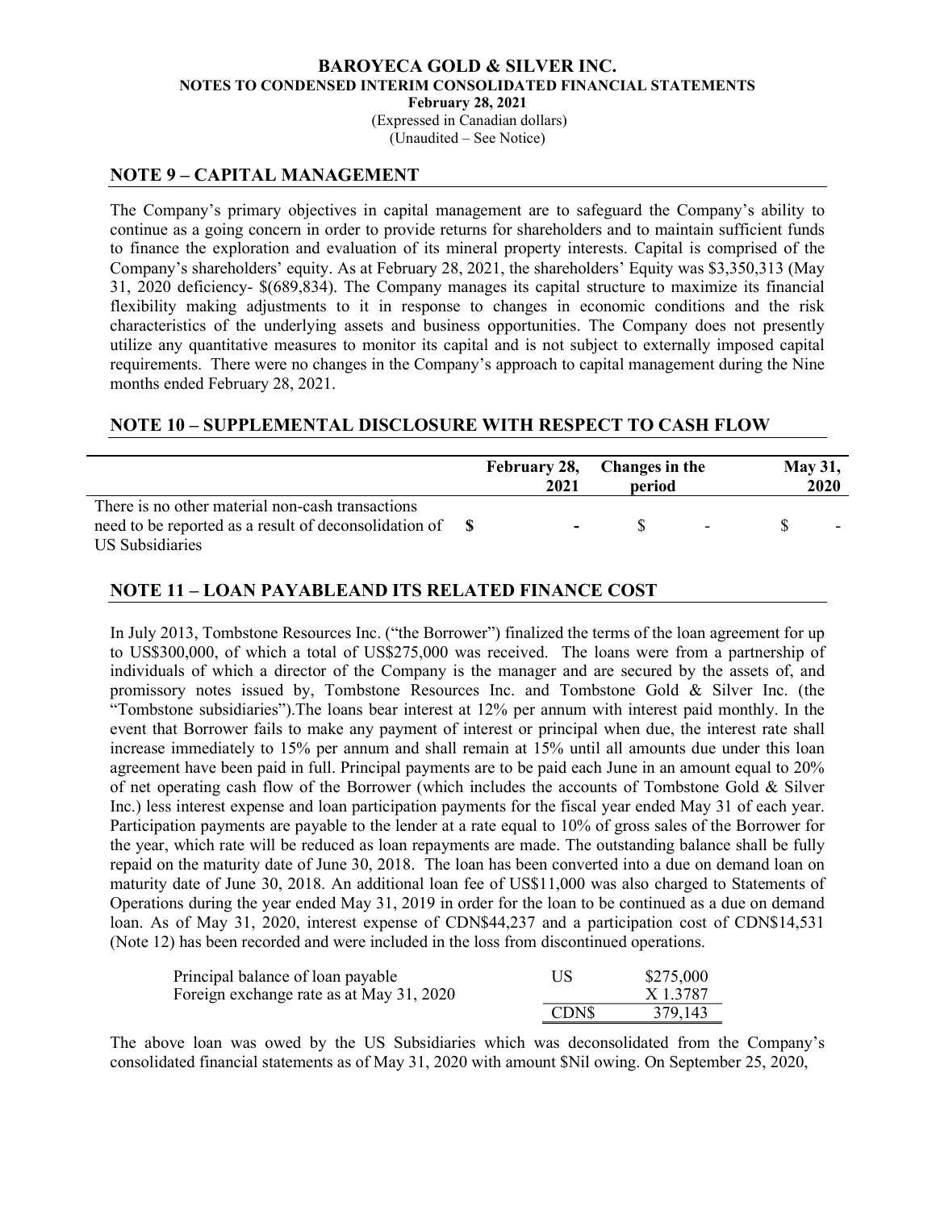## NOTE 9 – CAPITAL MANAGEMENT

The Company's primary objectives in capital management are to safeguard the Company's ability to continue as a going concern in order to provide returns for shareholders and to maintain sufficient funds to finance the exploration and evaluation of its mineral property interests. Capital is comprised of the Company's shareholders' equity. As at February 28, 2021, the shareholders' Equity was $3,350,313 (May 31, 2020 deficiency- $(689,834). The Company manages its capital structure to maximize its financial flexibility making adjustments to it in response to changes in economic conditions and the risk characteristics of the underlying assets and business opportunities. The Company does not presently utilize any quantitative measures to monitor its capital and is not subject to externally imposed capital requirements. There were no changes in the Company's approach to capital management during the Nine months ended February 28, 2021.

## NOTE 10 – SUPPLEMENTAL DISCLOSURE WITH RESPECT TO CASH FLOW

| | February 28, 2021 | Changes in the period | May 31, 2020 |
|---|---|---|---|
| There is no other material non-cash transactions need to be reported as a result of deconsolidation of US Subsidiaries | **$ -** | $ - | $ - |

## NOTE 11 – LOAN PAYABLEAND ITS RELATED FINANCE COST

In July 2013, Tombstone Resources Inc. ("the Borrower") finalized the terms of the loan agreement for up to US$300,000, of which a total of US$275,000 was received. The loans were from a partnership of individuals of which a director of the Company is the manager and are secured by the assets of, and promissory notes issued by, Tombstone Resources Inc. and Tombstone Gold & Silver Inc. (the "Tombstone subsidiaries").The loans bear interest at 12% per annum with interest paid monthly. In the event that Borrower fails to make any payment of interest or principal when due, the interest rate shall increase immediately to 15% per annum and shall remain at 15% until all amounts due under this loan agreement have been paid in full. Principal payments are to be paid each June in an amount equal to 20% of net operating cash flow of the Borrower (which includes the accounts of Tombstone Gold & Silver Inc.) less interest expense and loan participation payments for the fiscal year ended May 31 of each year. Participation payments are payable to the lender at a rate equal to 10% of gross sales of the Borrower for the year, which rate will be reduced as loan repayments are made. The outstanding balance shall be fully repaid on the maturity date of June 30, 2018. The loan has been converted into a due on demand loan on maturity date of June 30, 2018. An additional loan fee of US$11,000 was also charged to Statements of Operations during the year ended May 31, 2019 in order for the loan to be continued as a due on demand loan. As of May 31, 2020, interest expense of CDN$44,237 and a participation cost of CDN$14,531 (Note 12) has been recorded and were included in the loss from discontinued operations.

| | | |
|---|---|---|
| Principal balance of loan payable | US | $275,000 |
| Foreign exchange rate as at May 31, 2020 | | X 1.3787 |
| | CDN$ | 379,143 |

The above loan was owed by the US Subsidiaries which was deconsolidated from the Company's consolidated financial statements as of May 31, 2020 with amount $Nil owing. On September 25, 2020,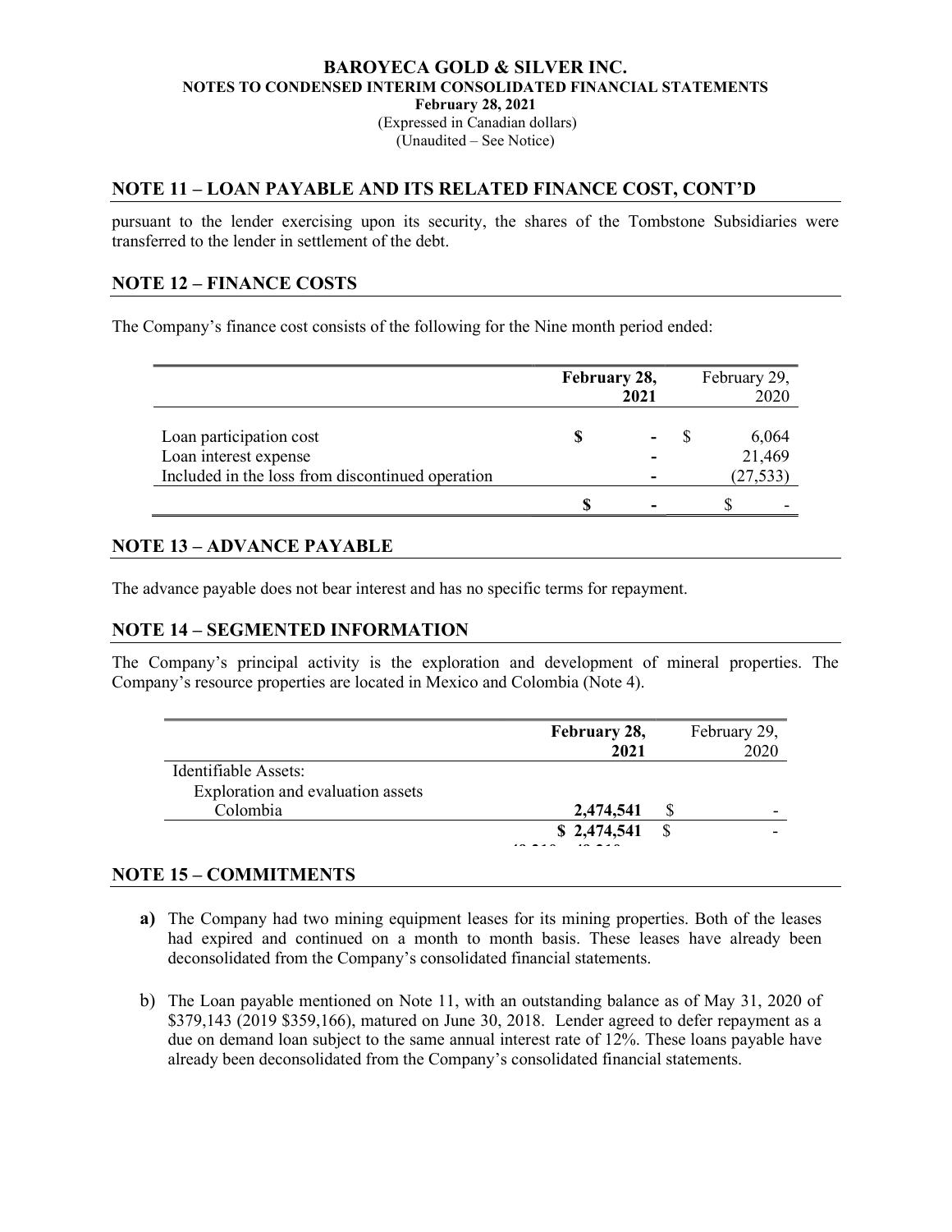## NOTE 11 – LOAN PAYABLE AND ITS RELATED FINANCE COST, CONT'D

pursuant to the lender exercising upon its security, the shares of the Tombstone Subsidiaries were transferred to the lender in settlement of the debt.

## NOTE 12 – FINANCE COSTS

The Company's finance cost consists of the following for the Nine month period ended:

| | **February 28, 2021** | February 29, 2020 |
|---|---|---|
| Loan participation cost | **$ -** | $ 6,064 |
| Loan interest expense | **-** | 21,469 |
| Included in the loss from discontinued operation | **-** | (27,533) |
| | **$ -** | $ - |

## NOTE 13 – ADVANCE PAYABLE

The advance payable does not bear interest and has no specific terms for repayment.

## NOTE 14 – SEGMENTED INFORMATION

The Company's principal activity is the exploration and development of mineral properties. The Company's resource properties are located in Mexico and Colombia (Note 4).

| | **February 28, 2021** | February 29, 2020 |
|---|---|---|
| Identifiable Assets: | | |
| Exploration and evaluation assets | | |
| Colombia | **2,474,541** | $ - |
| | **$ 2,474,541** | $ - |

## NOTE 15 – COMMITMENTS

**a)** The Company had two mining equipment leases for its mining properties. Both of the leases had expired and continued on a month to month basis. These leases have already been deconsolidated from the Company's consolidated financial statements.

b) The Loan payable mentioned on Note 11, with an outstanding balance as of May 31, 2020 of $379,143 (2019 $359,166), matured on June 30, 2018. Lender agreed to defer repayment as a due on demand loan subject to the same annual interest rate of 12%. These loans payable have already been deconsolidated from the Company's consolidated financial statements.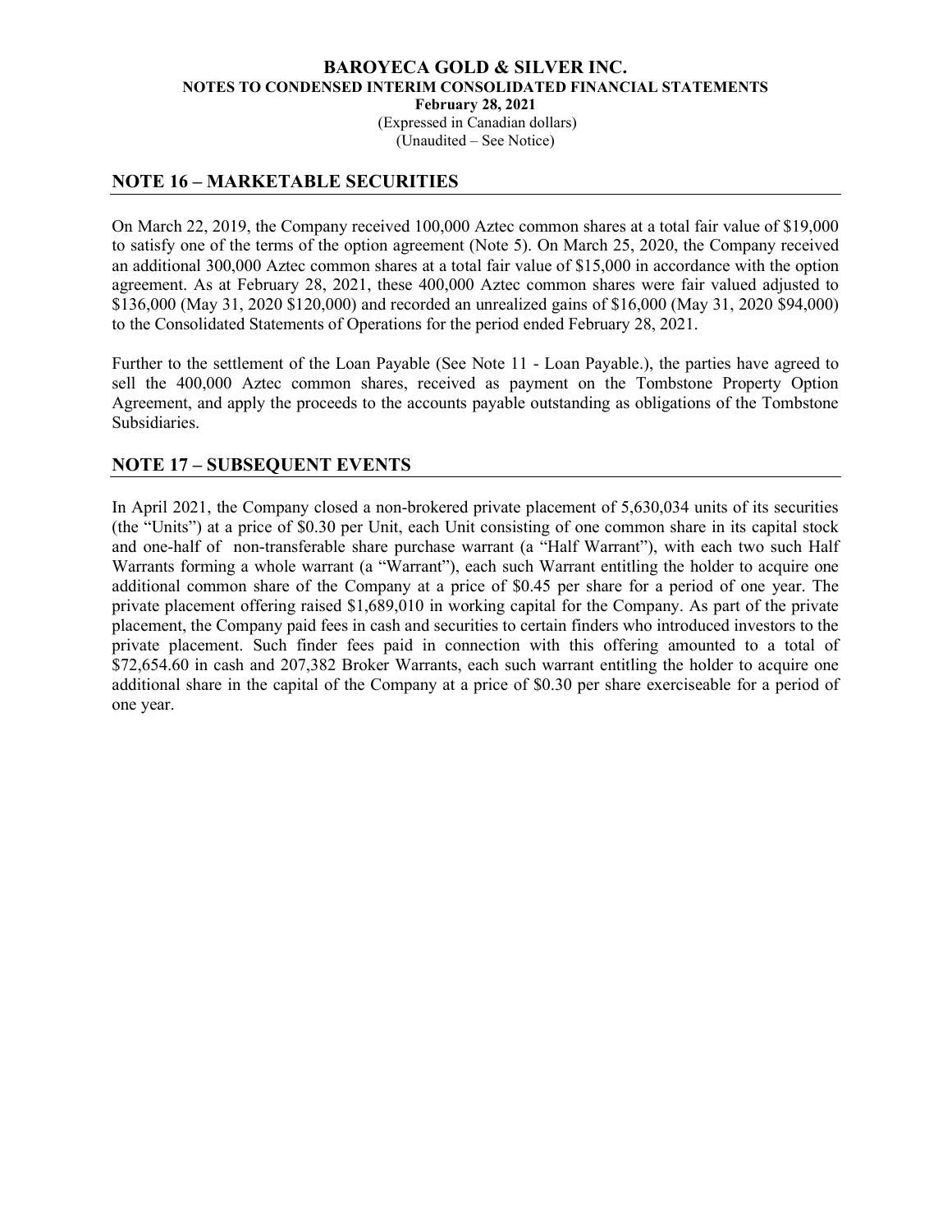## NOTE 16 – MARKETABLE SECURITIES

On March 22, 2019, the Company received 100,000 Aztec common shares at a total fair value of $19,000 to satisfy one of the terms of the option agreement (Note 5). On March 25, 2020, the Company received an additional 300,000 Aztec common shares at a total fair value of $15,000 in accordance with the option agreement. As at February 28, 2021, these 400,000 Aztec common shares were fair valued adjusted to $136,000 (May 31, 2020 $120,000) and recorded an unrealized gains of $16,000 (May 31, 2020 $94,000) to the Consolidated Statements of Operations for the period ended February 28, 2021.

Further to the settlement of the Loan Payable (See Note 11 - Loan Payable.), the parties have agreed to sell the 400,000 Aztec common shares, received as payment on the Tombstone Property Option Agreement, and apply the proceeds to the accounts payable outstanding as obligations of the Tombstone Subsidiaries.

## NOTE 17 – SUBSEQUENT EVENTS

In April 2021, the Company closed a non-brokered private placement of 5,630,034 units of its securities (the "Units") at a price of $0.30 per Unit, each Unit consisting of one common share in its capital stock and one-half of non-transferable share purchase warrant (a "Half Warrant"), with each two such Half Warrants forming a whole warrant (a "Warrant"), each such Warrant entitling the holder to acquire one additional common share of the Company at a price of $0.45 per share for a period of one year. The private placement offering raised $1,689,010 in working capital for the Company. As part of the private placement, the Company paid fees in cash and securities to certain finders who introduced investors to the private placement. Such finder fees paid in connection with this offering amounted to a total of $72,654.60 in cash and 207,382 Broker Warrants, each such warrant entitling the holder to acquire one additional share in the capital of the Company at a price of $0.30 per share exerciseable for a period of one year.